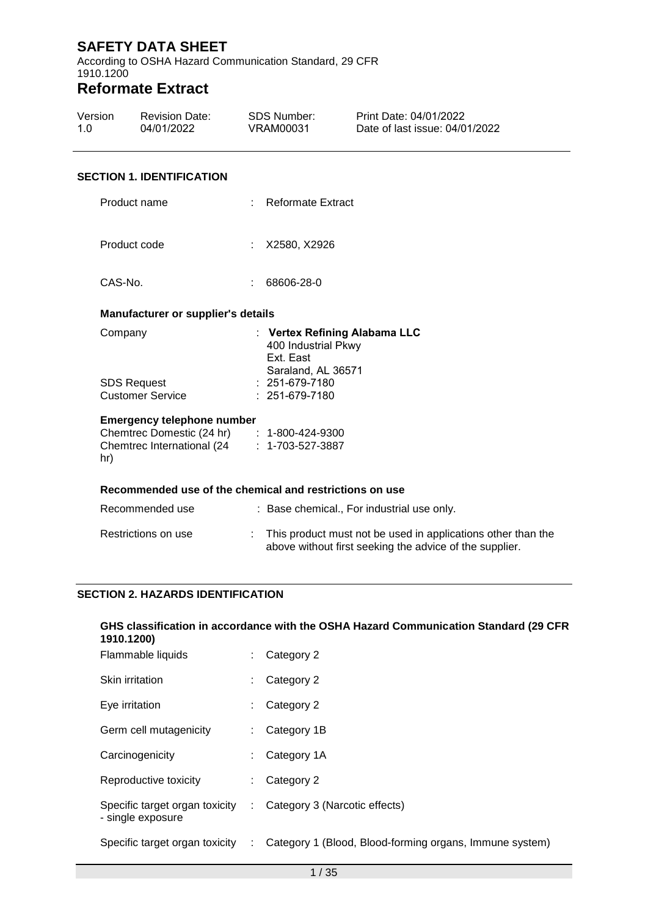# SAFETY DATA SHEET

According to OSHA Hazard Communication Standard, 29 CFR 1910.1200

## Reformate Extract

| Version | Revision Date: | SDS Number: | Print Date: 04/01/2022 |
|---|---|---|---|
| 1.0 | 04/01/2022 | VRAM00031 | Date of last issue: 04/01/2022 |

### SECTION 1. IDENTIFICATION

Product name : Reformate Extract

Product code : X2580, X2926

CAS-No. : 68606-28-0

**Manufacturer or supplier's details**

Company : **Vertex Refining Alabama LLC**
400 Industrial Pkwy
Ext. East
Saraland, AL 36571

SDS Request : 251-679-7180

Customer Service : 251-679-7180

**Emergency telephone number**

Chemtrec Domestic (24 hr) : 1-800-424-9300

Chemtrec International (24 hr) : 1-703-527-3887

**Recommended use of the chemical and restrictions on use**

Recommended use : Base chemical., For industrial use only.

Restrictions on use : This product must not be used in applications other than the above without first seeking the advice of the supplier.

### SECTION 2. HAZARDS IDENTIFICATION

**GHS classification in accordance with the OSHA Hazard Communication Standard (29 CFR 1910.1200)**

Flammable liquids : Category 2

Skin irritation : Category 2

Eye irritation : Category 2

Germ cell mutagenicity : Category 1B

Carcinogenicity : Category 1A

Reproductive toxicity : Category 2

Specific target organ toxicity - single exposure : Category 3 (Narcotic effects)

Specific target organ toxicity : Category 1 (Blood, Blood-forming organs, Immune system)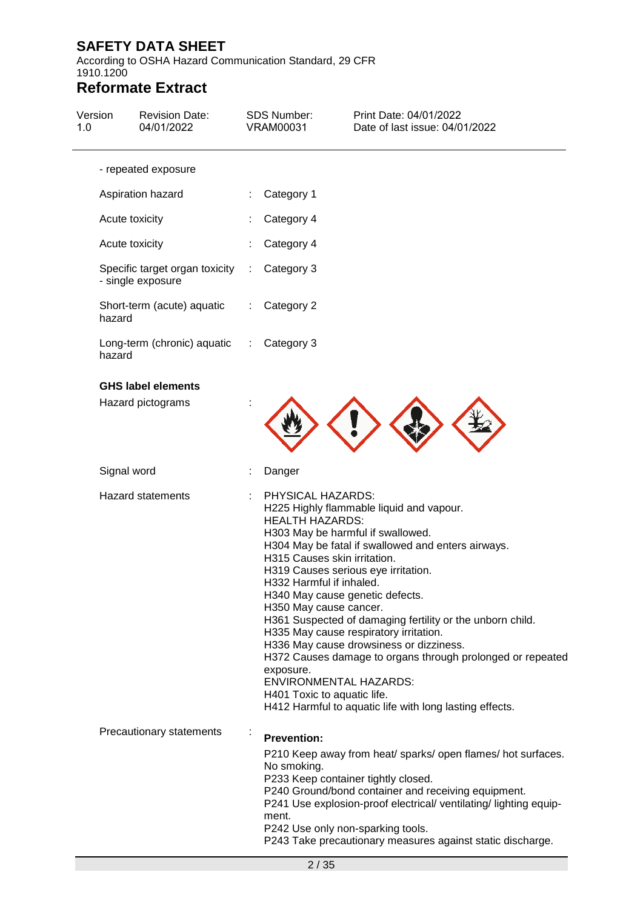- repeated exposure

| | | |
|---|---|---|
| Aspiration hazard | : | Category 1 |
| Acute toxicity | : | Category 4 |
| Acute toxicity | : | Category 4 |
| Specific target organ toxicity - single exposure | : | Category 3 |
| Short-term (acute) aquatic hazard | : | Category 2 |
| Long-term (chronic) aquatic hazard | : | Category 3 |

**GHS label elements**

Hazard pictograms :

Signal word : Danger

Hazard statements :

PHYSICAL HAZARDS:
H225 Highly flammable liquid and vapour.
HEALTH HAZARDS:
H303 May be harmful if swallowed.
H304 May be fatal if swallowed and enters airways.
H315 Causes skin irritation.
H319 Causes serious eye irritation.
H332 Harmful if inhaled.
H340 May cause genetic defects.
H350 May cause cancer.
H361 Suspected of damaging fertility or the unborn child.
H335 May cause respiratory irritation.
H336 May cause drowsiness or dizziness.
H372 Causes damage to organs through prolonged or repeated exposure.
ENVIRONMENTAL HAZARDS:
H401 Toxic to aquatic life.
H412 Harmful to aquatic life with long lasting effects.

Precautionary statements :

**Prevention:**

P210 Keep away from heat/ sparks/ open flames/ hot surfaces. No smoking.
P233 Keep container tightly closed.
P240 Ground/bond container and receiving equipment.
P241 Use explosion-proof electrical/ ventilating/ lighting equipment.
P242 Use only non-sparking tools.
P243 Take precautionary measures against static discharge.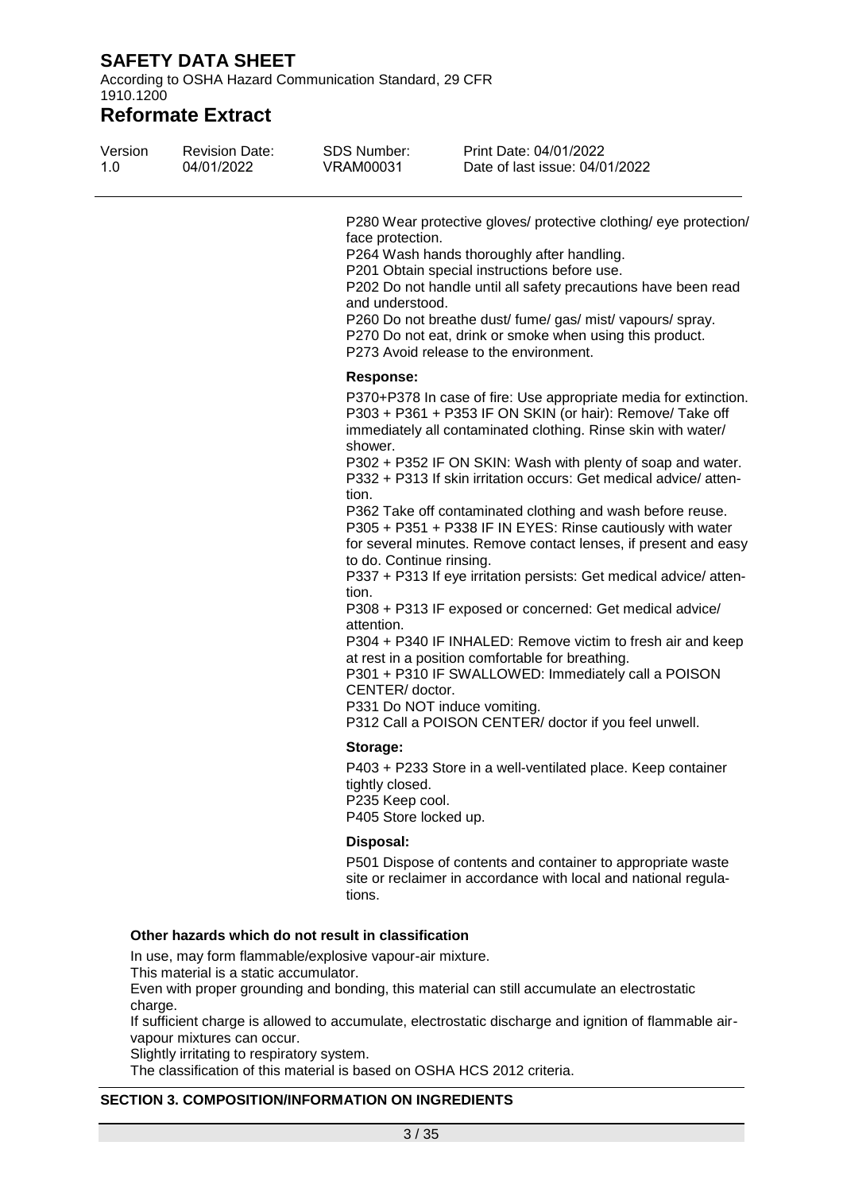P280 Wear protective gloves/ protective clothing/ eye protection/ face protection.
P264 Wash hands thoroughly after handling.
P201 Obtain special instructions before use.
P202 Do not handle until all safety precautions have been read and understood.
P260 Do not breathe dust/ fume/ gas/ mist/ vapours/ spray.
P270 Do not eat, drink or smoke when using this product.
P273 Avoid release to the environment.

**Response:**

P370+P378 In case of fire: Use appropriate media for extinction.
P303 + P361 + P353 IF ON SKIN (or hair): Remove/ Take off immediately all contaminated clothing. Rinse skin with water/ shower.
P302 + P352 IF ON SKIN: Wash with plenty of soap and water.
P332 + P313 If skin irritation occurs: Get medical advice/ attention.
P362 Take off contaminated clothing and wash before reuse.
P305 + P351 + P338 IF IN EYES: Rinse cautiously with water for several minutes. Remove contact lenses, if present and easy to do. Continue rinsing.
P337 + P313 If eye irritation persists: Get medical advice/ attention.
P308 + P313 IF exposed or concerned: Get medical advice/ attention.
P304 + P340 IF INHALED: Remove victim to fresh air and keep at rest in a position comfortable for breathing.
P301 + P310 IF SWALLOWED: Immediately call a POISON CENTER/ doctor.
P331 Do NOT induce vomiting.
P312 Call a POISON CENTER/ doctor if you feel unwell.

**Storage:**

P403 + P233 Store in a well-ventilated place. Keep container tightly closed.
P235 Keep cool.
P405 Store locked up.

**Disposal:**

P501 Dispose of contents and container to appropriate waste site or reclaimer in accordance with local and national regulations.

**Other hazards which do not result in classification**

In use, may form flammable/explosive vapour-air mixture.
This material is a static accumulator.
Even with proper grounding and bonding, this material can still accumulate an electrostatic charge.
If sufficient charge is allowed to accumulate, electrostatic discharge and ignition of flammable air-vapour mixtures can occur.
Slightly irritating to respiratory system.
The classification of this material is based on OSHA HCS 2012 criteria.

## SECTION 3. COMPOSITION/INFORMATION ON INGREDIENTS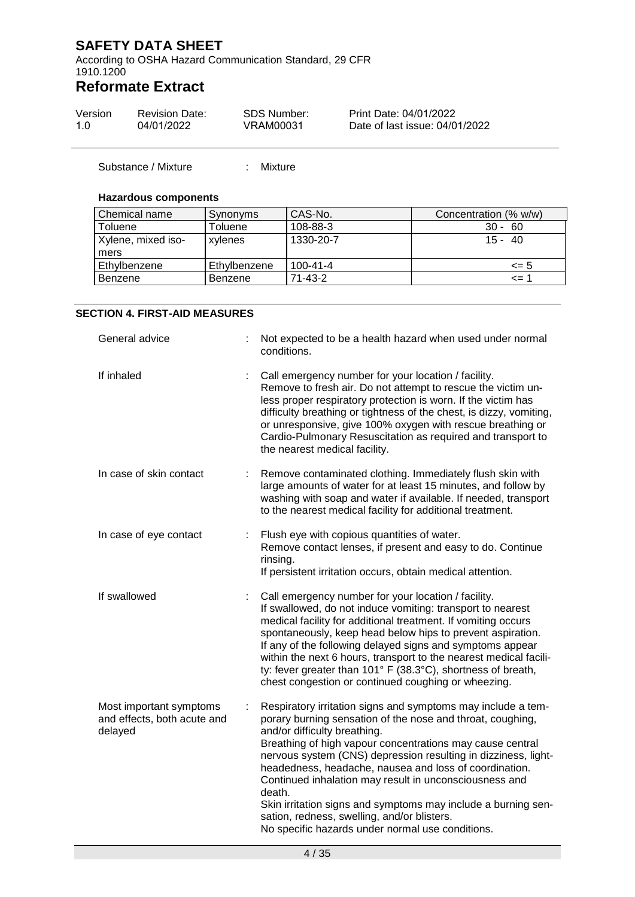Substance / Mixture : Mixture

**Hazardous components**

| Chemical name | Synonyms | CAS-No. | Concentration (% w/w) |
|---|---|---|---|
| Toluene | Toluene | 108-88-3 | 30 - 60 |
| Xylene, mixed isomers | xylenes | 1330-20-7 | 15 - 40 |
| Ethylbenzene | Ethylbenzene | 100-41-4 | <= 5 |
| Benzene | Benzene | 71-43-2 | <= 1 |

## SECTION 4. FIRST-AID MEASURES

General advice : Not expected to be a health hazard when used under normal conditions.

If inhaled : Call emergency number for your location / facility.
Remove to fresh air. Do not attempt to rescue the victim unless proper respiratory protection is worn. If the victim has difficulty breathing or tightness of the chest, is dizzy, vomiting, or unresponsive, give 100% oxygen with rescue breathing or Cardio-Pulmonary Resuscitation as required and transport to the nearest medical facility.

In case of skin contact : Remove contaminated clothing. Immediately flush skin with large amounts of water for at least 15 minutes, and follow by washing with soap and water if available. If needed, transport to the nearest medical facility for additional treatment.

In case of eye contact : Flush eye with copious quantities of water.
Remove contact lenses, if present and easy to do. Continue rinsing.
If persistent irritation occurs, obtain medical attention.

If swallowed : Call emergency number for your location / facility.
If swallowed, do not induce vomiting: transport to nearest medical facility for additional treatment. If vomiting occurs spontaneously, keep head below hips to prevent aspiration.
If any of the following delayed signs and symptoms appear within the next 6 hours, transport to the nearest medical facility: fever greater than 101° F (38.3°C), shortness of breath, chest congestion or continued coughing or wheezing.

Most important symptoms and effects, both acute and delayed : Respiratory irritation signs and symptoms may include a temporary burning sensation of the nose and throat, coughing, and/or difficulty breathing.
Breathing of high vapour concentrations may cause central nervous system (CNS) depression resulting in dizziness, light-headedness, headache, nausea and loss of coordination.
Continued inhalation may result in unconsciousness and death.
Skin irritation signs and symptoms may include a burning sensation, redness, swelling, and/or blisters.
No specific hazards under normal use conditions.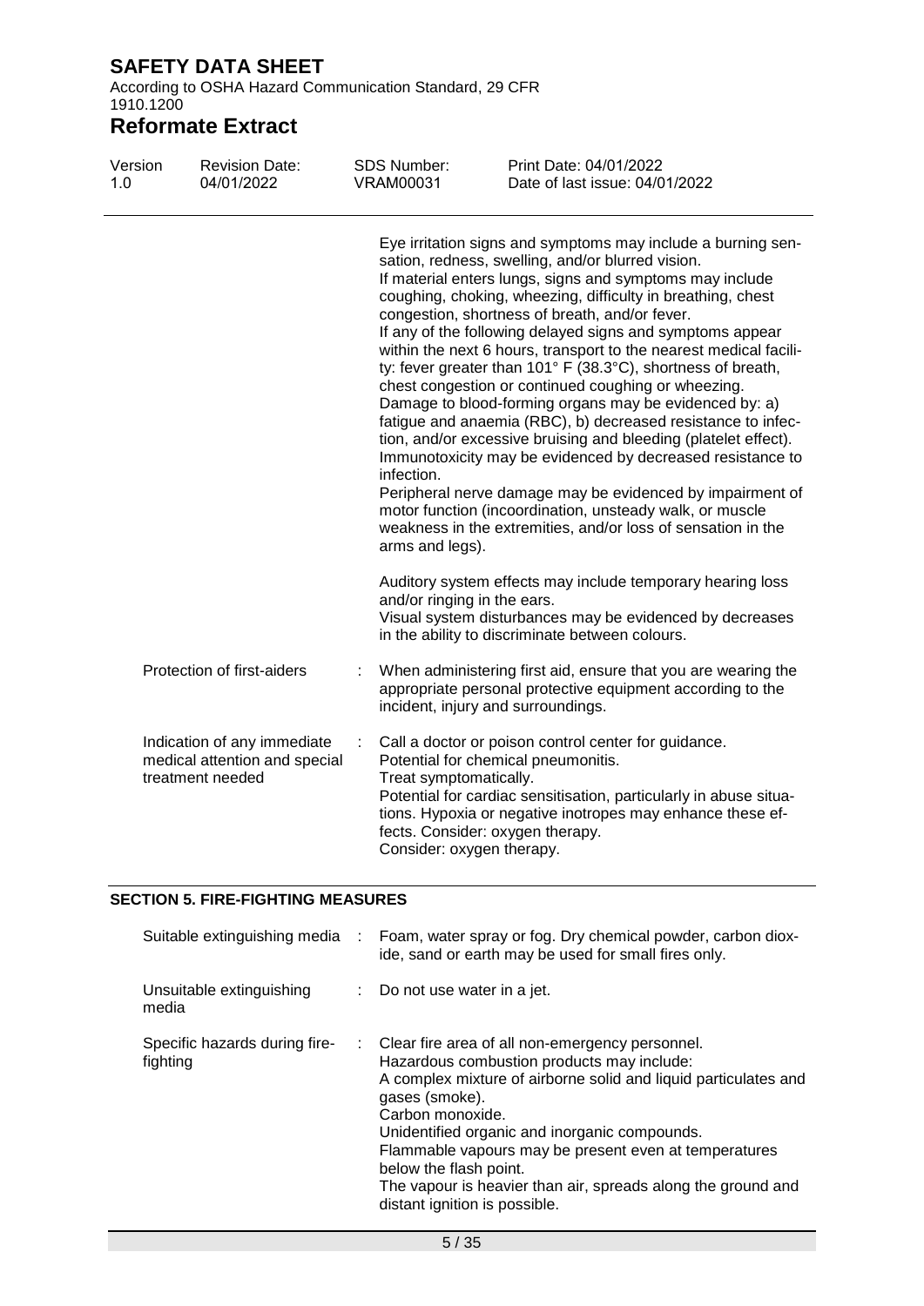Eye irritation signs and symptoms may include a burning sensation, redness, swelling, and/or blurred vision.
If material enters lungs, signs and symptoms may include coughing, choking, wheezing, difficulty in breathing, chest congestion, shortness of breath, and/or fever.
If any of the following delayed signs and symptoms appear within the next 6 hours, transport to the nearest medical facility: fever greater than 101° F (38.3°C), shortness of breath, chest congestion or continued coughing or wheezing.
Damage to blood-forming organs may be evidenced by: a) fatigue and anaemia (RBC), b) decreased resistance to infection, and/or excessive bruising and bleeding (platelet effect).
Immunotoxicity may be evidenced by decreased resistance to infection.
Peripheral nerve damage may be evidenced by impairment of motor function (incoordination, unsteady walk, or muscle weakness in the extremities, and/or loss of sensation in the arms and legs).

Auditory system effects may include temporary hearing loss and/or ringing in the ears.
Visual system disturbances may be evidenced by decreases in the ability to discriminate between colours.

Protection of first-aiders : When administering first aid, ensure that you are wearing the appropriate personal protective equipment according to the incident, injury and surroundings.

Indication of any immediate medical attention and special treatment needed : Call a doctor or poison control center for guidance.
Potential for chemical pneumonitis.
Treat symptomatically.
Potential for cardiac sensitisation, particularly in abuse situations. Hypoxia or negative inotropes may enhance these effects. Consider: oxygen therapy.
Consider: oxygen therapy.

## SECTION 5. FIRE-FIGHTING MEASURES

Suitable extinguishing media : Foam, water spray or fog. Dry chemical powder, carbon dioxide, sand or earth may be used for small fires only.

Unsuitable extinguishing media : Do not use water in a jet.

Specific hazards during firefighting : Clear fire area of all non-emergency personnel.
Hazardous combustion products may include:
A complex mixture of airborne solid and liquid particulates and gases (smoke).
Carbon monoxide.
Unidentified organic and inorganic compounds.
Flammable vapours may be present even at temperatures below the flash point.
The vapour is heavier than air, spreads along the ground and distant ignition is possible.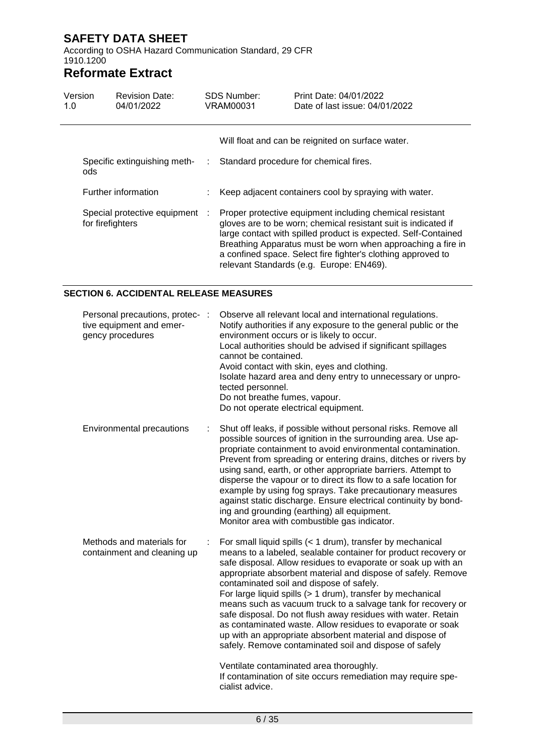Will float and can be reignited on surface water.

| | | |
|---|---|---|
| Specific extinguishing methods | : | Standard procedure for chemical fires. |
| Further information | : | Keep adjacent containers cool by spraying with water. |
| Special protective equipment for firefighters | : | Proper protective equipment including chemical resistant gloves are to be worn; chemical resistant suit is indicated if large contact with spilled product is expected. Self-Contained Breathing Apparatus must be worn when approaching a fire in a confined space. Select fire fighter's clothing approved to relevant Standards (e.g. Europe: EN469). |

## SECTION 6. ACCIDENTAL RELEASE MEASURES

| | | |
|---|---|---|
| Personal precautions, protective equipment and emergency procedures | : | Observe all relevant local and international regulations.<br>Notify authorities if any exposure to the general public or the environment occurs or is likely to occur.<br>Local authorities should be advised if significant spillages cannot be contained.<br>Avoid contact with skin, eyes and clothing.<br>Isolate hazard area and deny entry to unnecessary or unprotected personnel.<br>Do not breathe fumes, vapour.<br>Do not operate electrical equipment. |
| Environmental precautions | : | Shut off leaks, if possible without personal risks. Remove all possible sources of ignition in the surrounding area. Use appropriate containment to avoid environmental contamination. Prevent from spreading or entering drains, ditches or rivers by using sand, earth, or other appropriate barriers. Attempt to disperse the vapour or to direct its flow to a safe location for example by using fog sprays. Take precautionary measures against static discharge. Ensure electrical continuity by bonding and grounding (earthing) all equipment.<br>Monitor area with combustible gas indicator. |
| Methods and materials for containment and cleaning up | : | For small liquid spills (< 1 drum), transfer by mechanical means to a labeled, sealable container for product recovery or safe disposal. Allow residues to evaporate or soak up with an appropriate absorbent material and dispose of safely. Remove contaminated soil and dispose of safely.<br>For large liquid spills (> 1 drum), transfer by mechanical means such as vacuum truck to a salvage tank for recovery or safe disposal. Do not flush away residues with water. Retain as contaminated waste. Allow residues to evaporate or soak up with an appropriate absorbent material and dispose of safely. Remove contaminated soil and dispose of safely<br><br>Ventilate contaminated area thoroughly.<br>If contamination of site occurs remediation may require specialist advice. |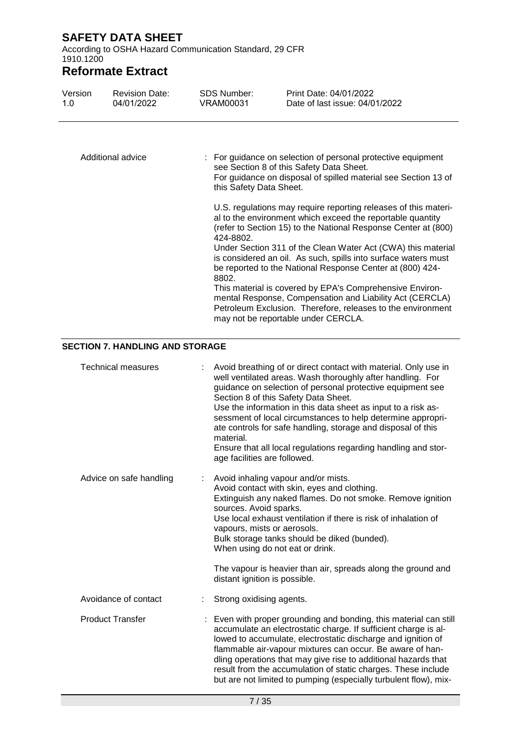| | |
|---|---|
| Additional advice | For guidance on selection of personal protective equipment see Section 8 of this Safety Data Sheet.<br>For guidance on disposal of spilled material see Section 13 of this Safety Data Sheet.<br><br>U.S. regulations may require reporting releases of this material to the environment which exceed the reportable quantity (refer to Section 15) to the National Response Center at (800) 424-8802.<br>Under Section 311 of the Clean Water Act (CWA) this material is considered an oil. As such, spills into surface waters must be reported to the National Response Center at (800) 424-8802.<br>This material is covered by EPA's Comprehensive Environmental Response, Compensation and Liability Act (CERCLA) Petroleum Exclusion. Therefore, releases to the environment may not be reportable under CERCLA. |

## SECTION 7. HANDLING AND STORAGE

| | |
|---|---|
| Technical measures | Avoid breathing of or direct contact with material. Only use in well ventilated areas. Wash thoroughly after handling. For guidance on selection of personal protective equipment see Section 8 of this Safety Data Sheet.<br>Use the information in this data sheet as input to a risk assessment of local circumstances to help determine appropriate controls for safe handling, storage and disposal of this material.<br>Ensure that all local regulations regarding handling and storage facilities are followed. |
| Advice on safe handling | Avoid inhaling vapour and/or mists.<br>Avoid contact with skin, eyes and clothing.<br>Extinguish any naked flames. Do not smoke. Remove ignition sources. Avoid sparks.<br>Use local exhaust ventilation if there is risk of inhalation of vapours, mists or aerosols.<br>Bulk storage tanks should be diked (bunded).<br>When using do not eat or drink.<br><br>The vapour is heavier than air, spreads along the ground and distant ignition is possible. |
| Avoidance of contact | Strong oxidising agents. |
| Product Transfer | Even with proper grounding and bonding, this material can still accumulate an electrostatic charge. If sufficient charge is allowed to accumulate, electrostatic discharge and ignition of flammable air-vapour mixtures can occur. Be aware of handling operations that may give rise to additional hazards that result from the accumulation of static charges. These include but are not limited to pumping (especially turbulent flow), mix- |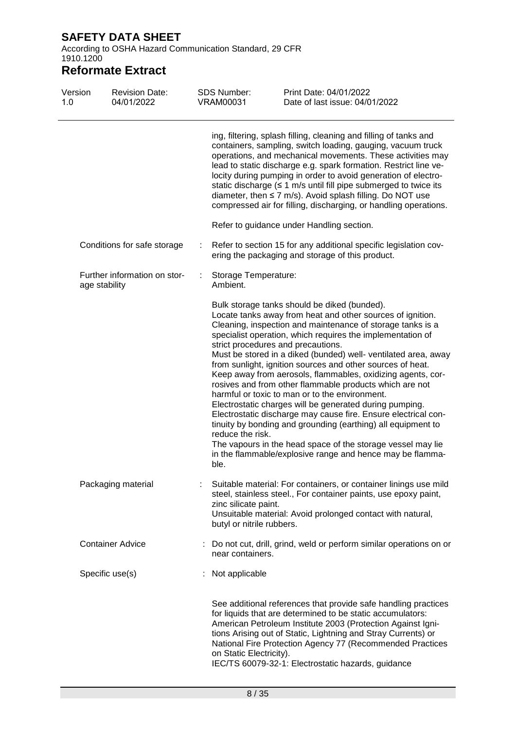ing, filtering, splash filling, cleaning and filling of tanks and containers, sampling, switch loading, gauging, vacuum truck operations, and mechanical movements. These activities may lead to static discharge e.g. spark formation. Restrict line velocity during pumping in order to avoid generation of electrostatic discharge (≤ 1 m/s until fill pipe submerged to twice its diameter, then ≤ 7 m/s). Avoid splash filling. Do NOT use compressed air for filling, discharging, or handling operations.

Refer to guidance under Handling section.

Conditions for safe storage : Refer to section 15 for any additional specific legislation covering the packaging and storage of this product.

Further information on storage stability : Storage Temperature: Ambient.

Bulk storage tanks should be diked (bunded).
Locate tanks away from heat and other sources of ignition.
Cleaning, inspection and maintenance of storage tanks is a specialist operation, which requires the implementation of strict procedures and precautions.
Must be stored in a diked (bunded) well- ventilated area, away from sunlight, ignition sources and other sources of heat.
Keep away from aerosols, flammables, oxidizing agents, corrosives and from other flammable products which are not harmful or toxic to man or to the environment.
Electrostatic charges will be generated during pumping.
Electrostatic discharge may cause fire. Ensure electrical continuity by bonding and grounding (earthing) all equipment to reduce the risk.
The vapours in the head space of the storage vessel may lie in the flammable/explosive range and hence may be flammable.

Packaging material : Suitable material: For containers, or container linings use mild steel, stainless steel., For container paints, use epoxy paint, zinc silicate paint.
Unsuitable material: Avoid prolonged contact with natural, butyl or nitrile rubbers.

Container Advice : Do not cut, drill, grind, weld or perform similar operations on or near containers.

Specific use(s) : Not applicable

See additional references that provide safe handling practices for liquids that are determined to be static accumulators: American Petroleum Institute 2003 (Protection Against Ignitions Arising out of Static, Lightning and Stray Currents) or National Fire Protection Agency 77 (Recommended Practices on Static Electricity).
IEC/TS 60079-32-1: Electrostatic hazards, guidance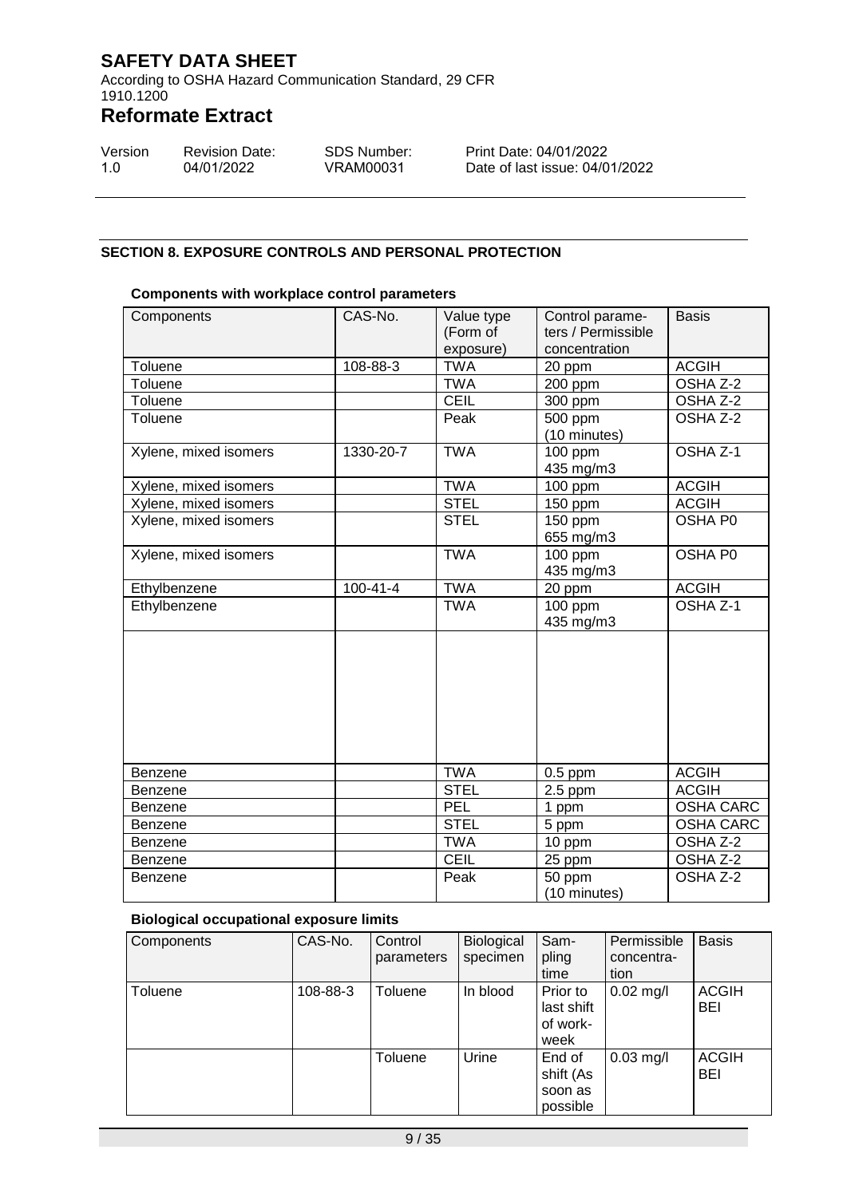## SECTION 8. EXPOSURE CONTROLS AND PERSONAL PROTECTION

**Components with workplace control parameters**

| Components | CAS-No. | Value type (Form of exposure) | Control parameters / Permissible concentration | Basis |
|---|---|---|---|---|
| Toluene | 108-88-3 | TWA | 20 ppm | ACGIH |
| Toluene | | TWA | 200 ppm | OSHA Z-2 |
| Toluene | | CEIL | 300 ppm | OSHA Z-2 |
| Toluene | | Peak | 500 ppm (10 minutes) | OSHA Z-2 |
| Xylene, mixed isomers | 1330-20-7 | TWA | 100 ppm 435 mg/m3 | OSHA Z-1 |
| Xylene, mixed isomers | | TWA | 100 ppm | ACGIH |
| Xylene, mixed isomers | | STEL | 150 ppm | ACGIH |
| Xylene, mixed isomers | | STEL | 150 ppm 655 mg/m3 | OSHA P0 |
| Xylene, mixed isomers | | TWA | 100 ppm 435 mg/m3 | OSHA P0 |
| Ethylbenzene | 100-41-4 | TWA | 20 ppm | ACGIH |
| Ethylbenzene | | TWA | 100 ppm 435 mg/m3 | OSHA Z-1 |
| | | | | |
| Benzene | | TWA | 0.5 ppm | ACGIH |
| Benzene | | STEL | 2.5 ppm | ACGIH |
| Benzene | | PEL | 1 ppm | OSHA CARC |
| Benzene | | STEL | 5 ppm | OSHA CARC |
| Benzene | | TWA | 10 ppm | OSHA Z-2 |
| Benzene | | CEIL | 25 ppm | OSHA Z-2 |
| Benzene | | Peak | 50 ppm (10 minutes) | OSHA Z-2 |

**Biological occupational exposure limits**

| Components | CAS-No. | Control parameters | Biological specimen | Sampling time | Permissible concentration | Basis |
|---|---|---|---|---|---|---|
| Toluene | 108-88-3 | Toluene | In blood | Prior to last shift of workweek | 0.02 mg/l | ACGIH BEI |
| | | Toluene | Urine | End of shift (As soon as possible | 0.03 mg/l | ACGIH BEI |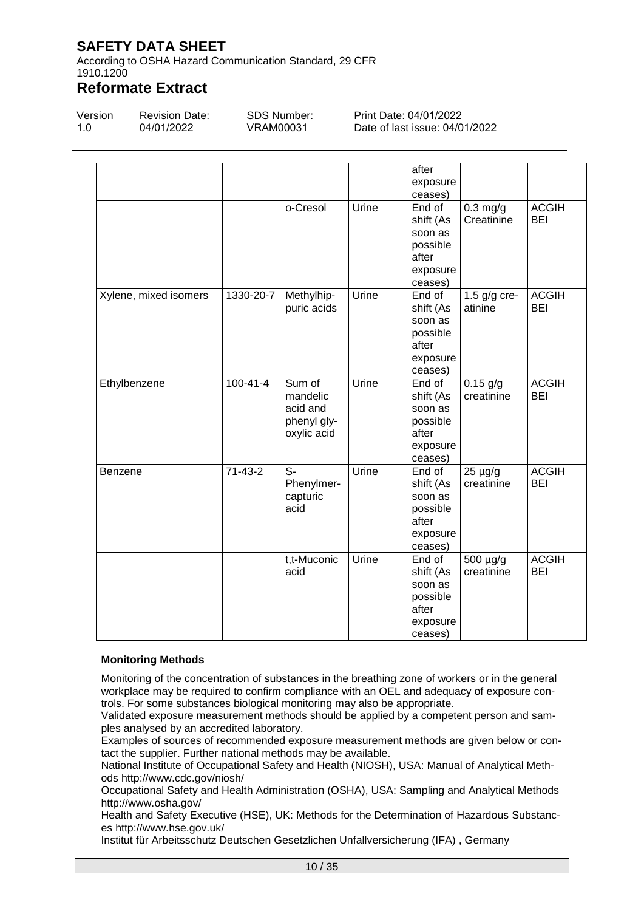| | | | | after exposure ceases) | | |
|---|---|---|---|---|---|---|
| | | o-Cresol | Urine | End of shift (As soon as possible after exposure ceases) | 0.3 mg/g Creatinine | ACGIH BEI |
| Xylene, mixed isomers | 1330-20-7 | Methylhip-puric acids | Urine | End of shift (As soon as possible after exposure ceases) | 1.5 g/g cre-atinine | ACGIH BEI |
| Ethylbenzene | 100-41-4 | Sum of mandelic acid and phenyl gly-oxylic acid | Urine | End of shift (As soon as possible after exposure ceases) | 0.15 g/g creatinine | ACGIH BEI |
| Benzene | 71-43-2 | S-Phenylmer-capturic acid | Urine | End of shift (As soon as possible after exposure ceases) | 25 µg/g creatinine | ACGIH BEI |
| | | t,t-Muconic acid | Urine | End of shift (As soon as possible after exposure ceases) | 500 µg/g creatinine | ACGIH BEI |

**Monitoring Methods**

Monitoring of the concentration of substances in the breathing zone of workers or in the general workplace may be required to confirm compliance with an OEL and adequacy of exposure controls. For some substances biological monitoring may also be appropriate.
Validated exposure measurement methods should be applied by a competent person and samples analysed by an accredited laboratory.
Examples of sources of recommended exposure measurement methods are given below or contact the supplier. Further national methods may be available.
National Institute of Occupational Safety and Health (NIOSH), USA: Manual of Analytical Methods http://www.cdc.gov/niosh/
Occupational Safety and Health Administration (OSHA), USA: Sampling and Analytical Methods http://www.osha.gov/
Health and Safety Executive (HSE), UK: Methods for the Determination of Hazardous Substances http://www.hse.gov.uk/
Institut für Arbeitsschutz Deutschen Gesetzlichen Unfallversicherung (IFA) , Germany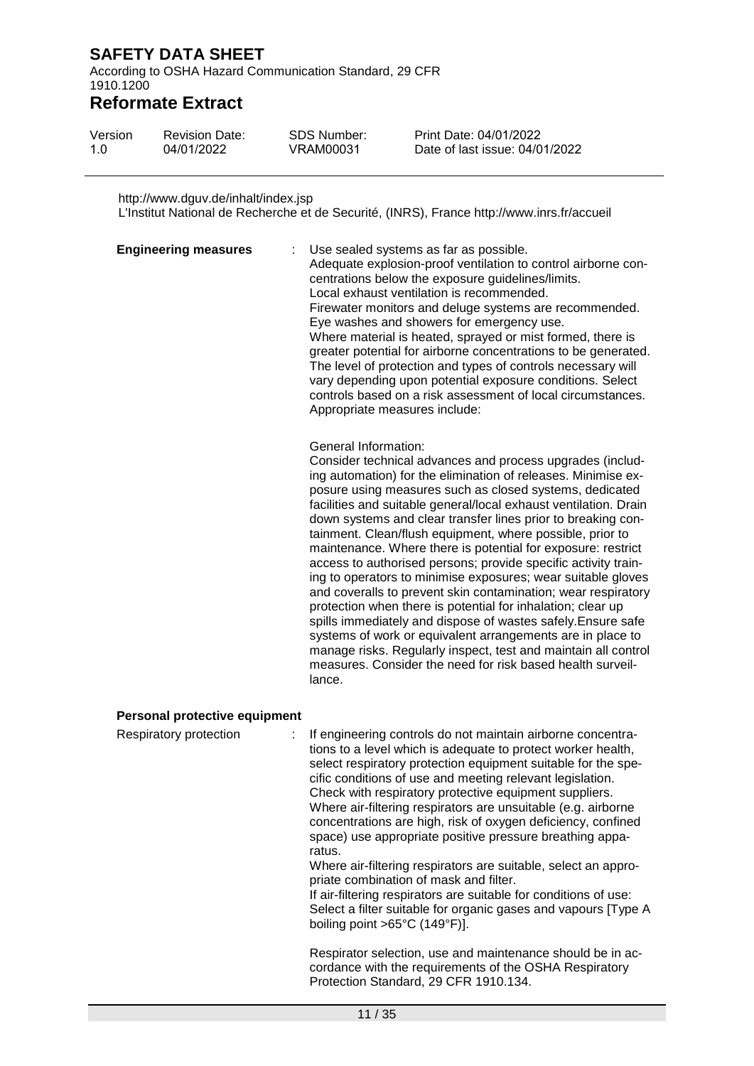http://www.dguv.de/inhalt/index.jsp
L'Institut National de Recherche et de Securité, (INRS), France http://www.inrs.fr/accueil

**Engineering measures** : Use sealed systems as far as possible.
Adequate explosion-proof ventilation to control airborne concentrations below the exposure guidelines/limits.
Local exhaust ventilation is recommended.
Firewater monitors and deluge systems are recommended.
Eye washes and showers for emergency use.
Where material is heated, sprayed or mist formed, there is greater potential for airborne concentrations to be generated.
The level of protection and types of controls necessary will vary depending upon potential exposure conditions. Select controls based on a risk assessment of local circumstances.
Appropriate measures include:

General Information:
Consider technical advances and process upgrades (including automation) for the elimination of releases. Minimise exposure using measures such as closed systems, dedicated facilities and suitable general/local exhaust ventilation. Drain down systems and clear transfer lines prior to breaking containment. Clean/flush equipment, where possible, prior to maintenance. Where there is potential for exposure: restrict access to authorised persons; provide specific activity training to operators to minimise exposures; wear suitable gloves and coveralls to prevent skin contamination; wear respiratory protection when there is potential for inhalation; clear up spills immediately and dispose of wastes safely.Ensure safe systems of work or equivalent arrangements are in place to manage risks. Regularly inspect, test and maintain all control measures. Consider the need for risk based health surveillance.

**Personal protective equipment**

Respiratory protection : If engineering controls do not maintain airborne concentrations to a level which is adequate to protect worker health, select respiratory protection equipment suitable for the specific conditions of use and meeting relevant legislation.
Check with respiratory protective equipment suppliers.
Where air-filtering respirators are unsuitable (e.g. airborne concentrations are high, risk of oxygen deficiency, confined space) use appropriate positive pressure breathing apparatus.
Where air-filtering respirators are suitable, select an appropriate combination of mask and filter.
If air-filtering respirators are suitable for conditions of use:
Select a filter suitable for organic gases and vapours [Type A boiling point >65°C (149°F)].

Respirator selection, use and maintenance should be in accordance with the requirements of the OSHA Respiratory Protection Standard, 29 CFR 1910.134.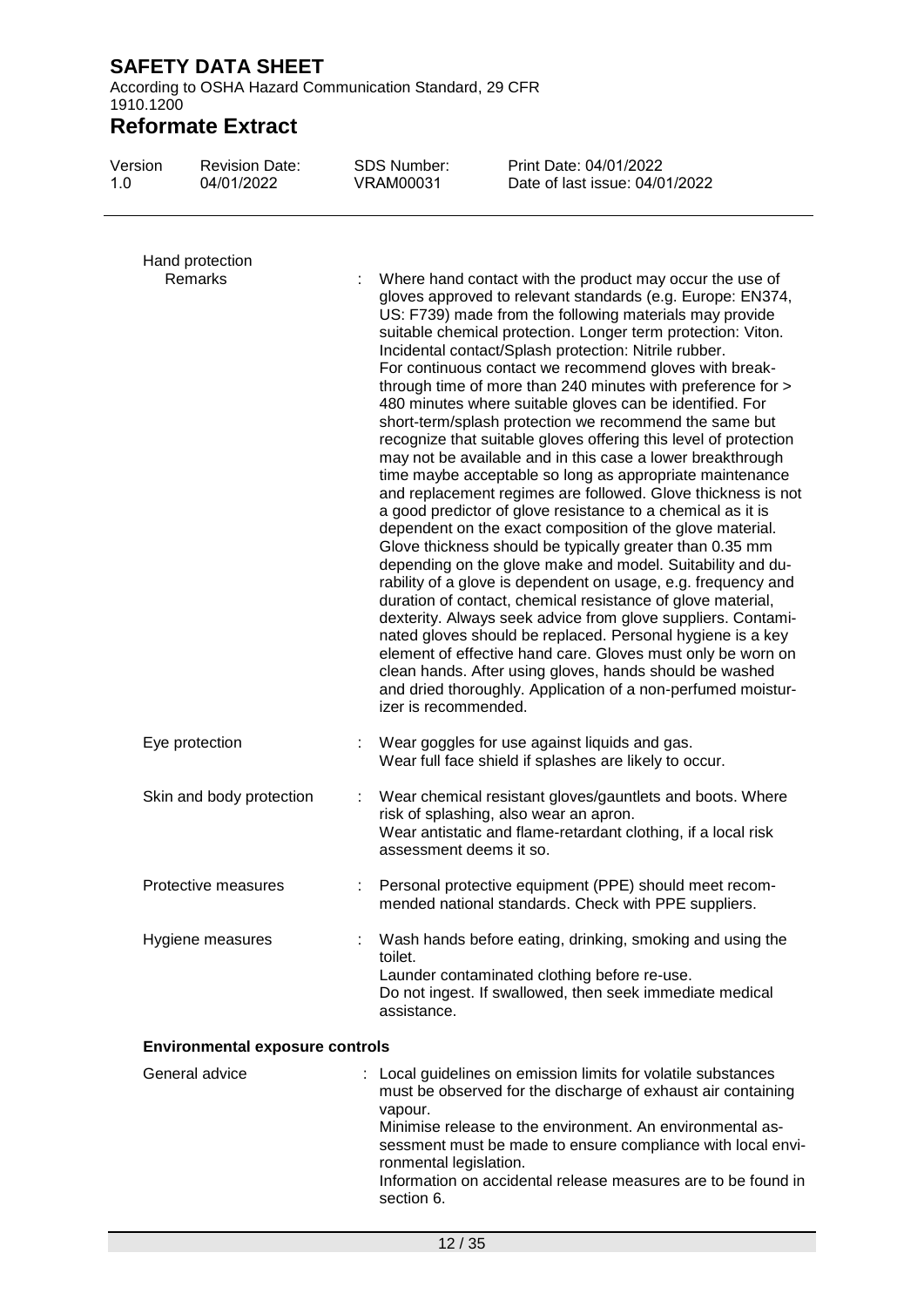Hand protection

| | |
|---|---|
| Remarks | : Where hand contact with the product may occur the use of gloves approved to relevant standards (e.g. Europe: EN374, US: F739) made from the following materials may provide suitable chemical protection. Longer term protection: Viton. Incidental contact/Splash protection: Nitrile rubber. For continuous contact we recommend gloves with breakthrough time of more than 240 minutes with preference for > 480 minutes where suitable gloves can be identified. For short-term/splash protection we recommend the same but recognize that suitable gloves offering this level of protection may not be available and in this case a lower breakthrough time maybe acceptable so long as appropriate maintenance and replacement regimes are followed. Glove thickness is not a good predictor of glove resistance to a chemical as it is dependent on the exact composition of the glove material. Glove thickness should be typically greater than 0.35 mm depending on the glove make and model. Suitability and durability of a glove is dependent on usage, e.g. frequency and duration of contact, chemical resistance of glove material, dexterity. Always seek advice from glove suppliers. Contaminated gloves should be replaced. Personal hygiene is a key element of effective hand care. Gloves must only be worn on clean hands. After using gloves, hands should be washed and dried thoroughly. Application of a non-perfumed moisturizer is recommended. |
| Eye protection | : Wear goggles for use against liquids and gas. Wear full face shield if splashes are likely to occur. |
| Skin and body protection | : Wear chemical resistant gloves/gauntlets and boots. Where risk of splashing, also wear an apron. Wear antistatic and flame-retardant clothing, if a local risk assessment deems it so. |
| Protective measures | : Personal protective equipment (PPE) should meet recommended national standards. Check with PPE suppliers. |
| Hygiene measures | : Wash hands before eating, drinking, smoking and using the toilet. Launder contaminated clothing before re-use. Do not ingest. If swallowed, then seek immediate medical assistance. |

**Environmental exposure controls**

| | |
|---|---|
| General advice | : Local guidelines on emission limits for volatile substances must be observed for the discharge of exhaust air containing vapour. Minimise release to the environment. An environmental assessment must be made to ensure compliance with local environmental legislation. Information on accidental release measures are to be found in section 6. |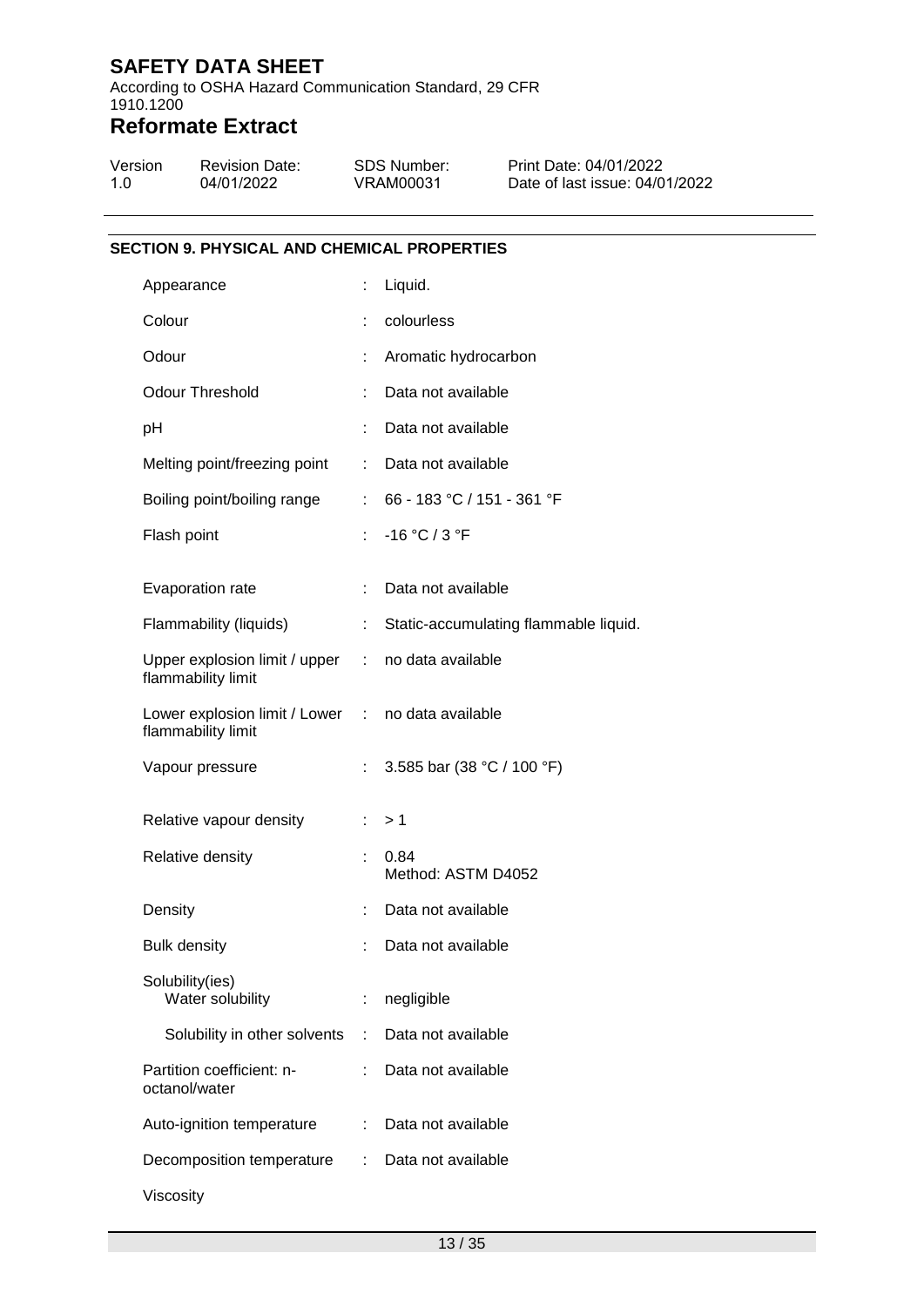## SECTION 9. PHYSICAL AND CHEMICAL PROPERTIES

| Property | | Value |
|---|---|---|
| Appearance | : | Liquid. |
| Colour | : | colourless |
| Odour | : | Aromatic hydrocarbon |
| Odour Threshold | : | Data not available |
| pH | : | Data not available |
| Melting point/freezing point | : | Data not available |
| Boiling point/boiling range | : | 66 - 183 °C / 151 - 361 °F |
| Flash point | : | -16 °C / 3 °F |
| Evaporation rate | : | Data not available |
| Flammability (liquids) | : | Static-accumulating flammable liquid. |
| Upper explosion limit / upper flammability limit | : | no data available |
| Lower explosion limit / Lower flammability limit | : | no data available |
| Vapour pressure | : | 3.585 bar (38 °C / 100 °F) |
| Relative vapour density | : | > 1 |
| Relative density | : | 0.84<br>Method: ASTM D4052 |
| Density | : | Data not available |
| Bulk density | : | Data not available |
| Solubility(ies)<br>Water solubility | : | negligible |
| Solubility in other solvents | : | Data not available |
| Partition coefficient: n-octanol/water | : | Data not available |
| Auto-ignition temperature | : | Data not available |
| Decomposition temperature | : | Data not available |
| Viscosity | | |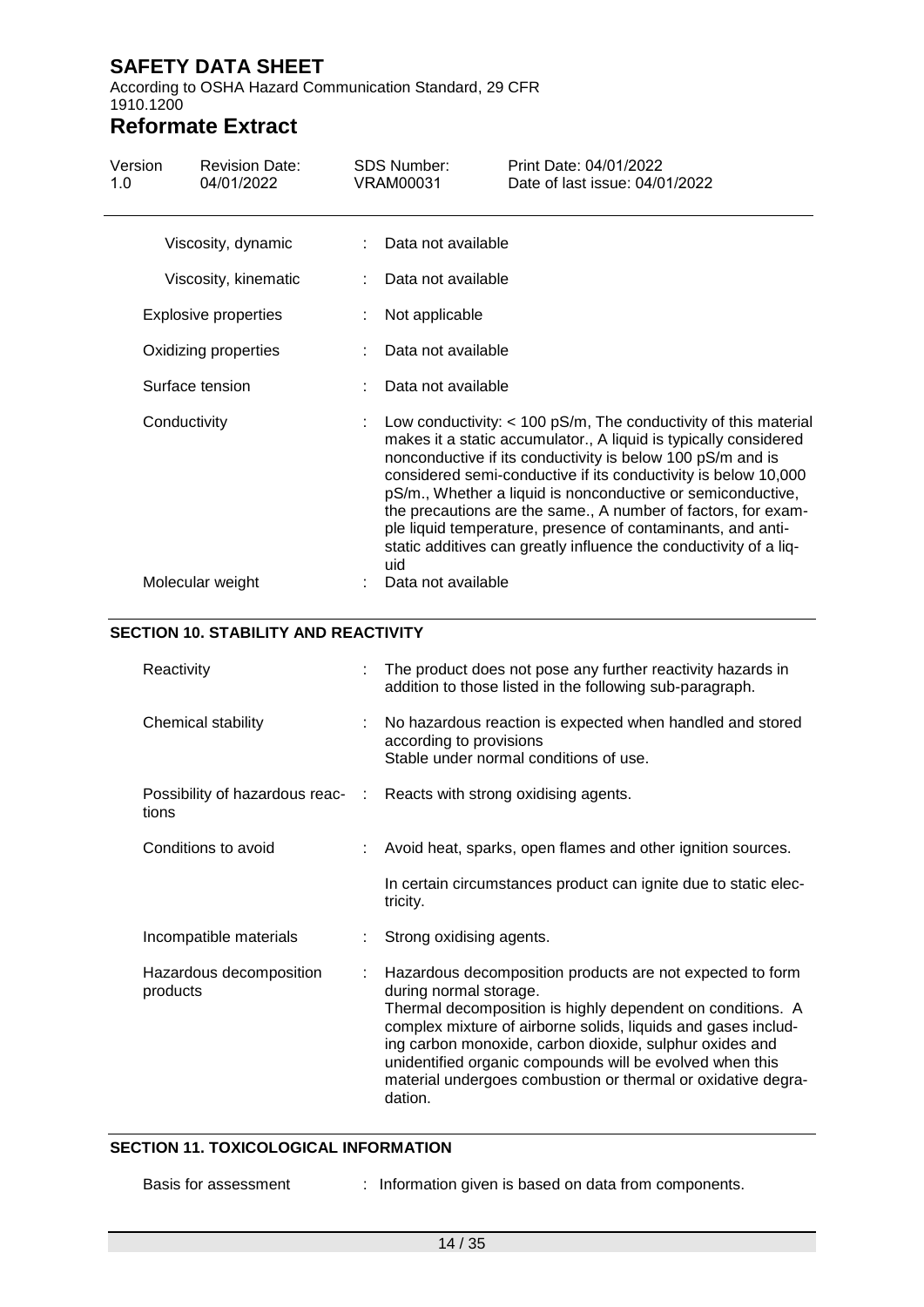| | | |
|---|---|---|
| Viscosity, dynamic | : | Data not available |
| Viscosity, kinematic | : | Data not available |
| Explosive properties | : | Not applicable |
| Oxidizing properties | : | Data not available |
| Surface tension | : | Data not available |
| Conductivity | : | Low conductivity: < 100 pS/m, The conductivity of this material makes it a static accumulator., A liquid is typically considered nonconductive if its conductivity is below 100 pS/m and is considered semi-conductive if its conductivity is below 10,000 pS/m., Whether a liquid is nonconductive or semiconductive, the precautions are the same., A number of factors, for example liquid temperature, presence of contaminants, and anti-static additives can greatly influence the conductivity of a liquid |
| Molecular weight | : | Data not available |

## SECTION 10. STABILITY AND REACTIVITY

| | | |
|---|---|---|
| Reactivity | : | The product does not pose any further reactivity hazards in addition to those listed in the following sub-paragraph. |
| Chemical stability | : | No hazardous reaction is expected when handled and stored according to provisions<br>Stable under normal conditions of use. |
| Possibility of hazardous reactions | : | Reacts with strong oxidising agents. |
| Conditions to avoid | : | Avoid heat, sparks, open flames and other ignition sources.<br><br>In certain circumstances product can ignite due to static electricity. |
| Incompatible materials | : | Strong oxidising agents. |
| Hazardous decomposition products | : | Hazardous decomposition products are not expected to form during normal storage.<br>Thermal decomposition is highly dependent on conditions. A complex mixture of airborne solids, liquids and gases including carbon monoxide, carbon dioxide, sulphur oxides and unidentified organic compounds will be evolved when this material undergoes combustion or thermal or oxidative degradation. |

## SECTION 11. TOXICOLOGICAL INFORMATION

| | | |
|---|---|---|
| Basis for assessment | : | Information given is based on data from components. |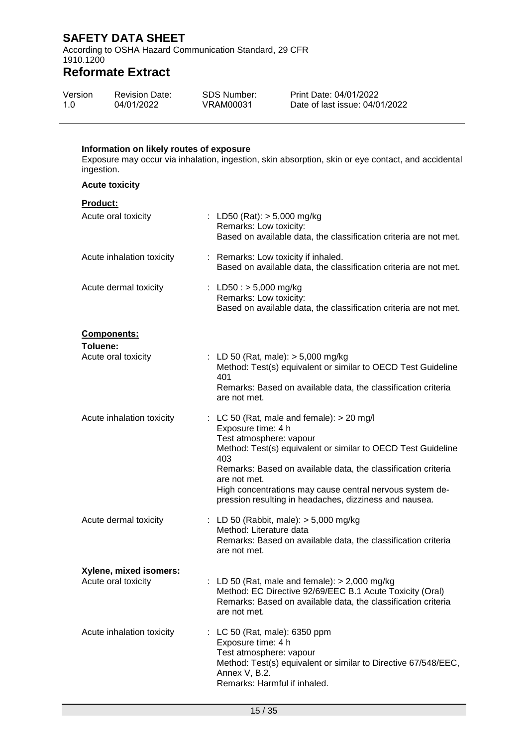**Information on likely routes of exposure**

Exposure may occur via inhalation, ingestion, skin absorption, skin or eye contact, and accidental ingestion.

**Acute toxicity**

**Product:**

| | |
|---|---|
| Acute oral toxicity | : LD50 (Rat): > 5,000 mg/kg<br>Remarks: Low toxicity:<br>Based on available data, the classification criteria are not met. |
| Acute inhalation toxicity | : Remarks: Low toxicity if inhaled.<br>Based on available data, the classification criteria are not met. |
| Acute dermal toxicity | : LD50 : > 5,000 mg/kg<br>Remarks: Low toxicity:<br>Based on available data, the classification criteria are not met. |

**Components:**

**Toluene:**

| | |
|---|---|
| Acute oral toxicity | : LD 50 (Rat, male): > 5,000 mg/kg<br>Method: Test(s) equivalent or similar to OECD Test Guideline 401<br>Remarks: Based on available data, the classification criteria are not met. |
| Acute inhalation toxicity | : LC 50 (Rat, male and female): > 20 mg/l<br>Exposure time: 4 h<br>Test atmosphere: vapour<br>Method: Test(s) equivalent or similar to OECD Test Guideline 403<br>Remarks: Based on available data, the classification criteria are not met.<br>High concentrations may cause central nervous system depression resulting in headaches, dizziness and nausea. |
| Acute dermal toxicity | : LD 50 (Rabbit, male): > 5,000 mg/kg<br>Method: Literature data<br>Remarks: Based on available data, the classification criteria are not met. |

**Xylene, mixed isomers:**

| | |
|---|---|
| Acute oral toxicity | : LD 50 (Rat, male and female): > 2,000 mg/kg<br>Method: EC Directive 92/69/EEC B.1 Acute Toxicity (Oral)<br>Remarks: Based on available data, the classification criteria are not met. |
| Acute inhalation toxicity | : LC 50 (Rat, male): 6350 ppm<br>Exposure time: 4 h<br>Test atmosphere: vapour<br>Method: Test(s) equivalent or similar to Directive 67/548/EEC, Annex V, B.2.<br>Remarks: Harmful if inhaled. |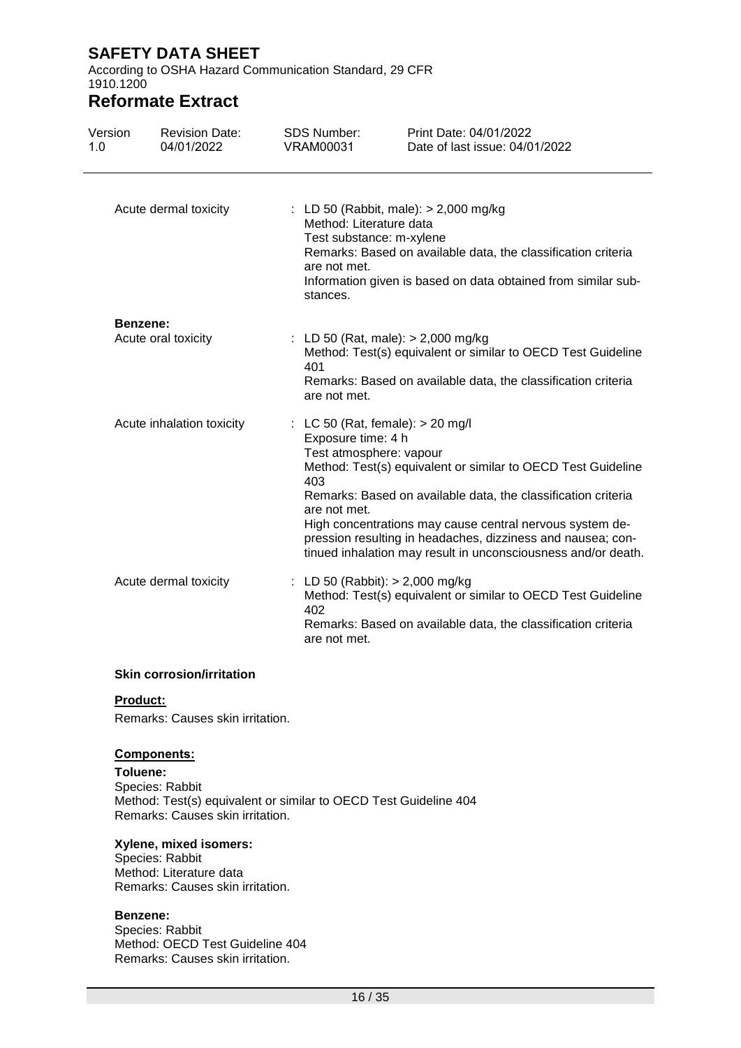| | |
|---|---|
| Acute dermal toxicity | : LD 50 (Rabbit, male): > 2,000 mg/kg<br>Method: Literature data<br>Test substance: m-xylene<br>Remarks: Based on available data, the classification criteria are not met.<br>Information given is based on data obtained from similar substances. |

**Benzene:**

| | |
|---|---|
| Acute oral toxicity | : LD 50 (Rat, male): > 2,000 mg/kg<br>Method: Test(s) equivalent or similar to OECD Test Guideline 401<br>Remarks: Based on available data, the classification criteria are not met. |
| Acute inhalation toxicity | : LC 50 (Rat, female): > 20 mg/l<br>Exposure time: 4 h<br>Test atmosphere: vapour<br>Method: Test(s) equivalent or similar to OECD Test Guideline 403<br>Remarks: Based on available data, the classification criteria are not met.<br>High concentrations may cause central nervous system depression resulting in headaches, dizziness and nausea; continued inhalation may result in unconsciousness and/or death. |
| Acute dermal toxicity | : LD 50 (Rabbit): > 2,000 mg/kg<br>Method: Test(s) equivalent or similar to OECD Test Guideline 402<br>Remarks: Based on available data, the classification criteria are not met. |

### Skin corrosion/irritation

**Product:**

Remarks: Causes skin irritation.

**Components:**

**Toluene:**
Species: Rabbit
Method: Test(s) equivalent or similar to OECD Test Guideline 404
Remarks: Causes skin irritation.

**Xylene, mixed isomers:**
Species: Rabbit
Method: Literature data
Remarks: Causes skin irritation.

**Benzene:**
Species: Rabbit
Method: OECD Test Guideline 404
Remarks: Causes skin irritation.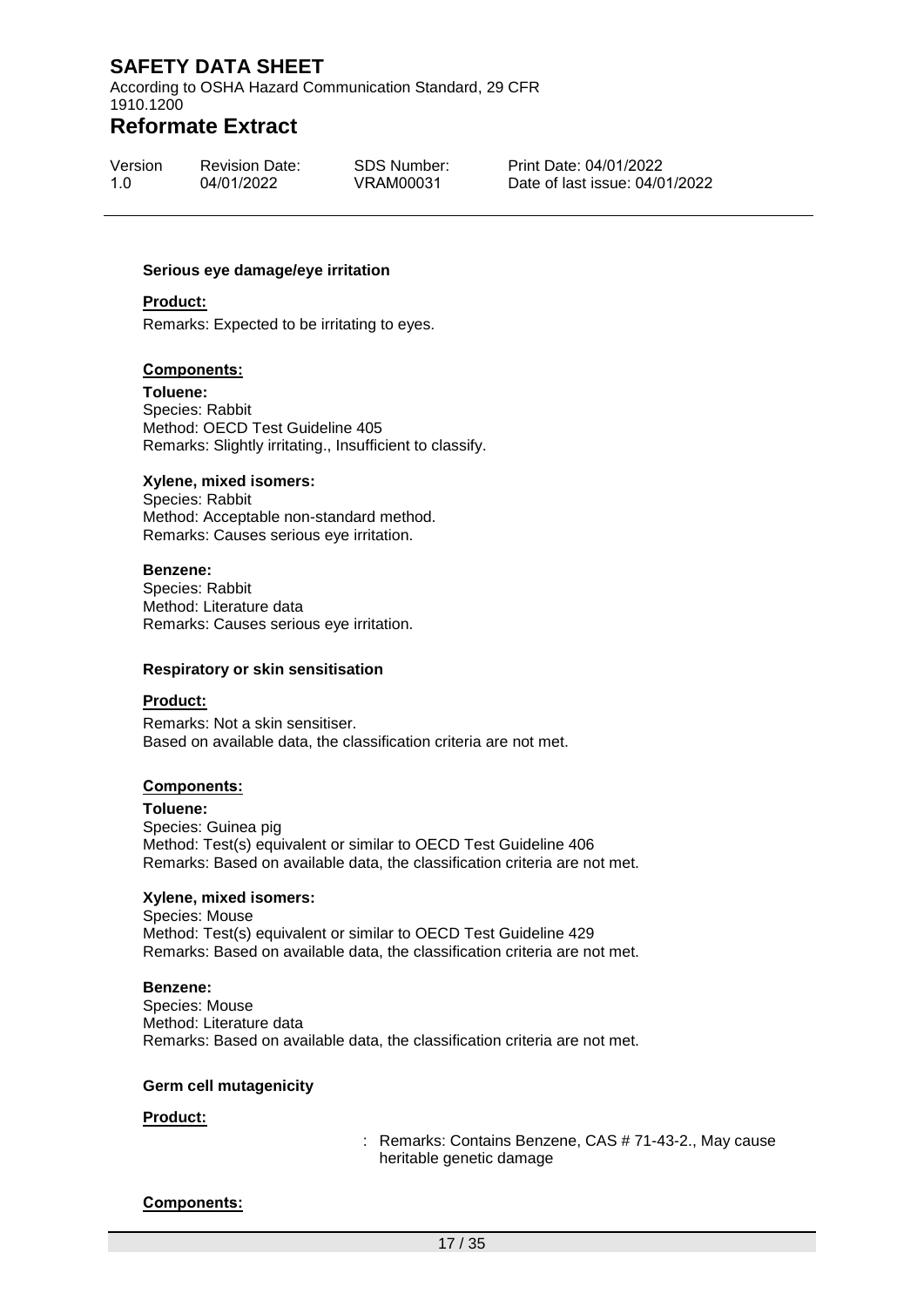**Serious eye damage/eye irritation**

**Product:**

Remarks: Expected to be irritating to eyes.

**Components:**

**Toluene:**
Species: Rabbit
Method: OECD Test Guideline 405
Remarks: Slightly irritating., Insufficient to classify.

**Xylene, mixed isomers:**
Species: Rabbit
Method: Acceptable non-standard method.
Remarks: Causes serious eye irritation.

**Benzene:**
Species: Rabbit
Method: Literature data
Remarks: Causes serious eye irritation.

**Respiratory or skin sensitisation**

**Product:**

Remarks: Not a skin sensitiser.
Based on available data, the classification criteria are not met.

**Components:**

**Toluene:**
Species: Guinea pig
Method: Test(s) equivalent or similar to OECD Test Guideline 406
Remarks: Based on available data, the classification criteria are not met.

**Xylene, mixed isomers:**
Species: Mouse
Method: Test(s) equivalent or similar to OECD Test Guideline 429
Remarks: Based on available data, the classification criteria are not met.

**Benzene:**
Species: Mouse
Method: Literature data
Remarks: Based on available data, the classification criteria are not met.

**Germ cell mutagenicity**

**Product:**

: Remarks: Contains Benzene, CAS # 71-43-2., May cause heritable genetic damage

**Components:**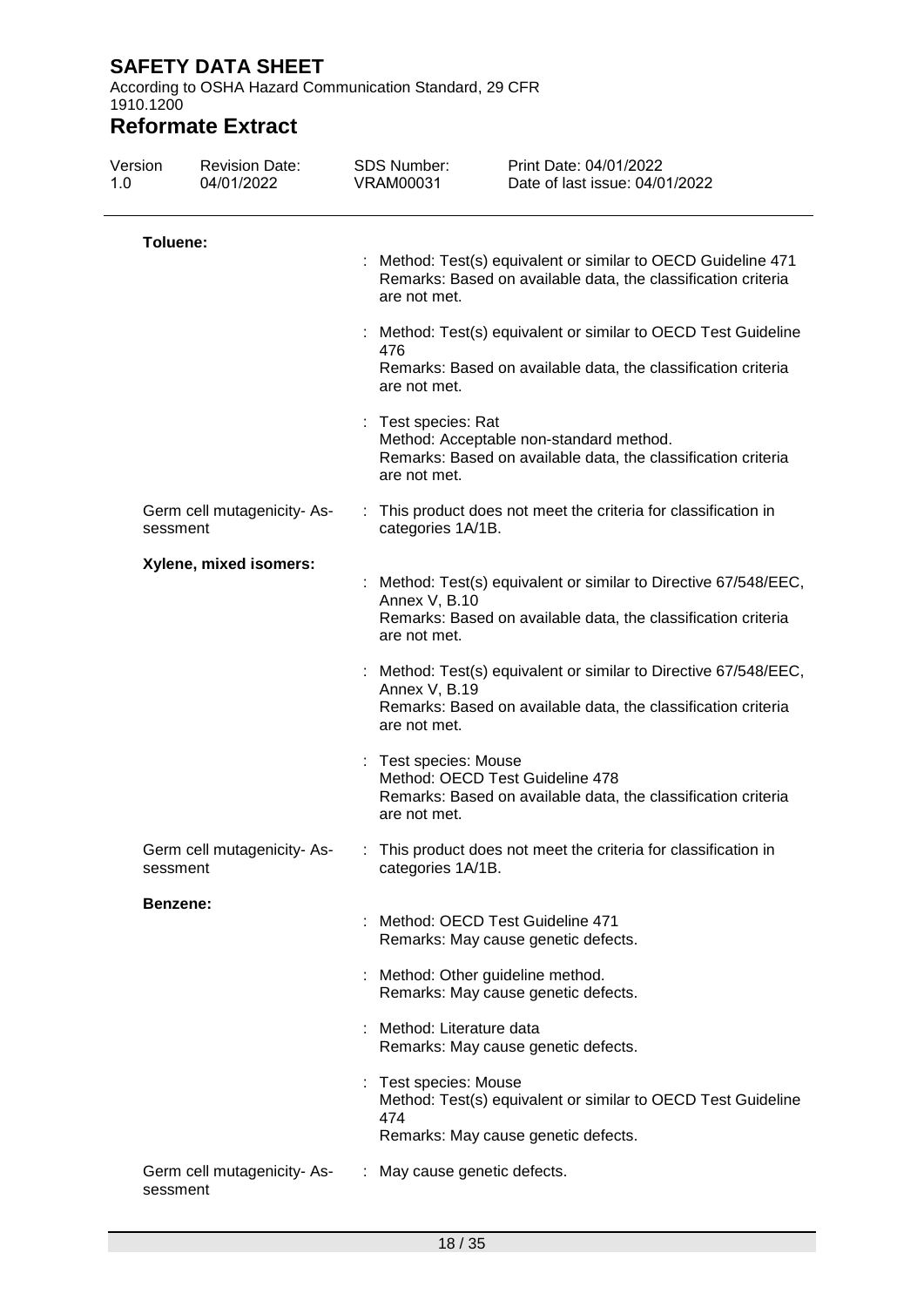**Toluene:**

: Method: Test(s) equivalent or similar to OECD Guideline 471
Remarks: Based on available data, the classification criteria are not met.

: Method: Test(s) equivalent or similar to OECD Test Guideline 476
Remarks: Based on available data, the classification criteria are not met.

: Test species: Rat
Method: Acceptable non-standard method.
Remarks: Based on available data, the classification criteria are not met.

Germ cell mutagenicity- Assessment : This product does not meet the criteria for classification in categories 1A/1B.

**Xylene, mixed isomers:**

: Method: Test(s) equivalent or similar to Directive 67/548/EEC, Annex V, B.10
Remarks: Based on available data, the classification criteria are not met.

: Method: Test(s) equivalent or similar to Directive 67/548/EEC, Annex V, B.19
Remarks: Based on available data, the classification criteria are not met.

: Test species: Mouse
Method: OECD Test Guideline 478
Remarks: Based on available data, the classification criteria are not met.

Germ cell mutagenicity- Assessment : This product does not meet the criteria for classification in categories 1A/1B.

**Benzene:**

: Method: OECD Test Guideline 471
Remarks: May cause genetic defects.

: Method: Other guideline method.
Remarks: May cause genetic defects.

: Method: Literature data
Remarks: May cause genetic defects.

: Test species: Mouse
Method: Test(s) equivalent or similar to OECD Test Guideline 474
Remarks: May cause genetic defects.

Germ cell mutagenicity- Assessment : May cause genetic defects.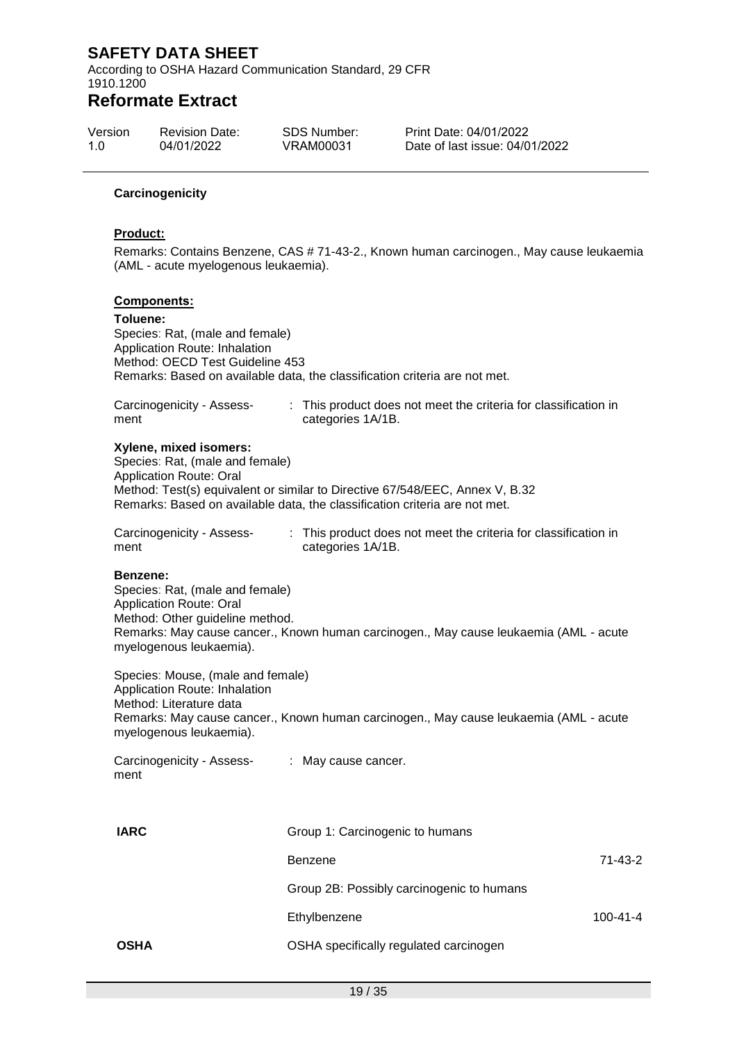**Carcinogenicity**

**Product:**

Remarks: Contains Benzene, CAS # 71-43-2., Known human carcinogen., May cause leukaemia (AML - acute myelogenous leukaemia).

**Components:**

**Toluene:**
Species: Rat, (male and female)
Application Route: Inhalation
Method: OECD Test Guideline 453
Remarks: Based on available data, the classification criteria are not met.

Carcinogenicity - Assessment : This product does not meet the criteria for classification in categories 1A/1B.

**Xylene, mixed isomers:**
Species: Rat, (male and female)
Application Route: Oral
Method: Test(s) equivalent or similar to Directive 67/548/EEC, Annex V, B.32
Remarks: Based on available data, the classification criteria are not met.

Carcinogenicity - Assessment : This product does not meet the criteria for classification in categories 1A/1B.

**Benzene:**
Species: Rat, (male and female)
Application Route: Oral
Method: Other guideline method.
Remarks: May cause cancer., Known human carcinogen., May cause leukaemia (AML - acute myelogenous leukaemia).

Species: Mouse, (male and female)
Application Route: Inhalation
Method: Literature data
Remarks: May cause cancer., Known human carcinogen., May cause leukaemia (AML - acute myelogenous leukaemia).

Carcinogenicity - Assessment : May cause cancer.

| | | |
|---|---|---|
| **IARC** | Group 1: Carcinogenic to humans | |
| | Benzene | 71-43-2 |
| | Group 2B: Possibly carcinogenic to humans | |
| | Ethylbenzene | 100-41-4 |
| **OSHA** | OSHA specifically regulated carcinogen | |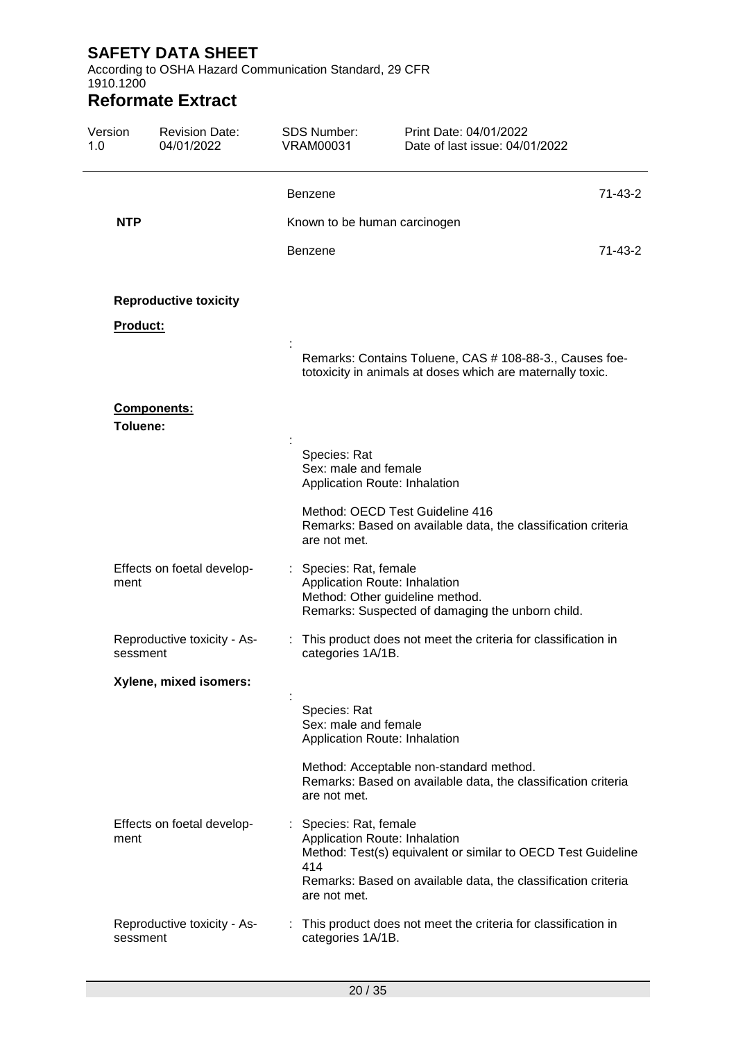| | | |
|---|---|---|
| | Benzene | 71-43-2 |
| **NTP** | Known to be human carcinogen | |
| | Benzene | 71-43-2 |

**Reproductive toxicity**

**Product:**

: Remarks: Contains Toluene, CAS # 108-88-3., Causes foetotoxicity in animals at doses which are maternally toxic.

**Components:**

**Toluene:**

: Species: Rat
Sex: male and female
Application Route: Inhalation

Method: OECD Test Guideline 416
Remarks: Based on available data, the classification criteria are not met.

Effects on foetal development : Species: Rat, female
Application Route: Inhalation
Method: Other guideline method.
Remarks: Suspected of damaging the unborn child.

Reproductive toxicity - Assessment : This product does not meet the criteria for classification in categories 1A/1B.

**Xylene, mixed isomers:**

: Species: Rat
Sex: male and female
Application Route: Inhalation

Method: Acceptable non-standard method.
Remarks: Based on available data, the classification criteria are not met.

Effects on foetal development : Species: Rat, female
Application Route: Inhalation
Method: Test(s) equivalent or similar to OECD Test Guideline 414
Remarks: Based on available data, the classification criteria are not met.

Reproductive toxicity - Assessment : This product does not meet the criteria for classification in categories 1A/1B.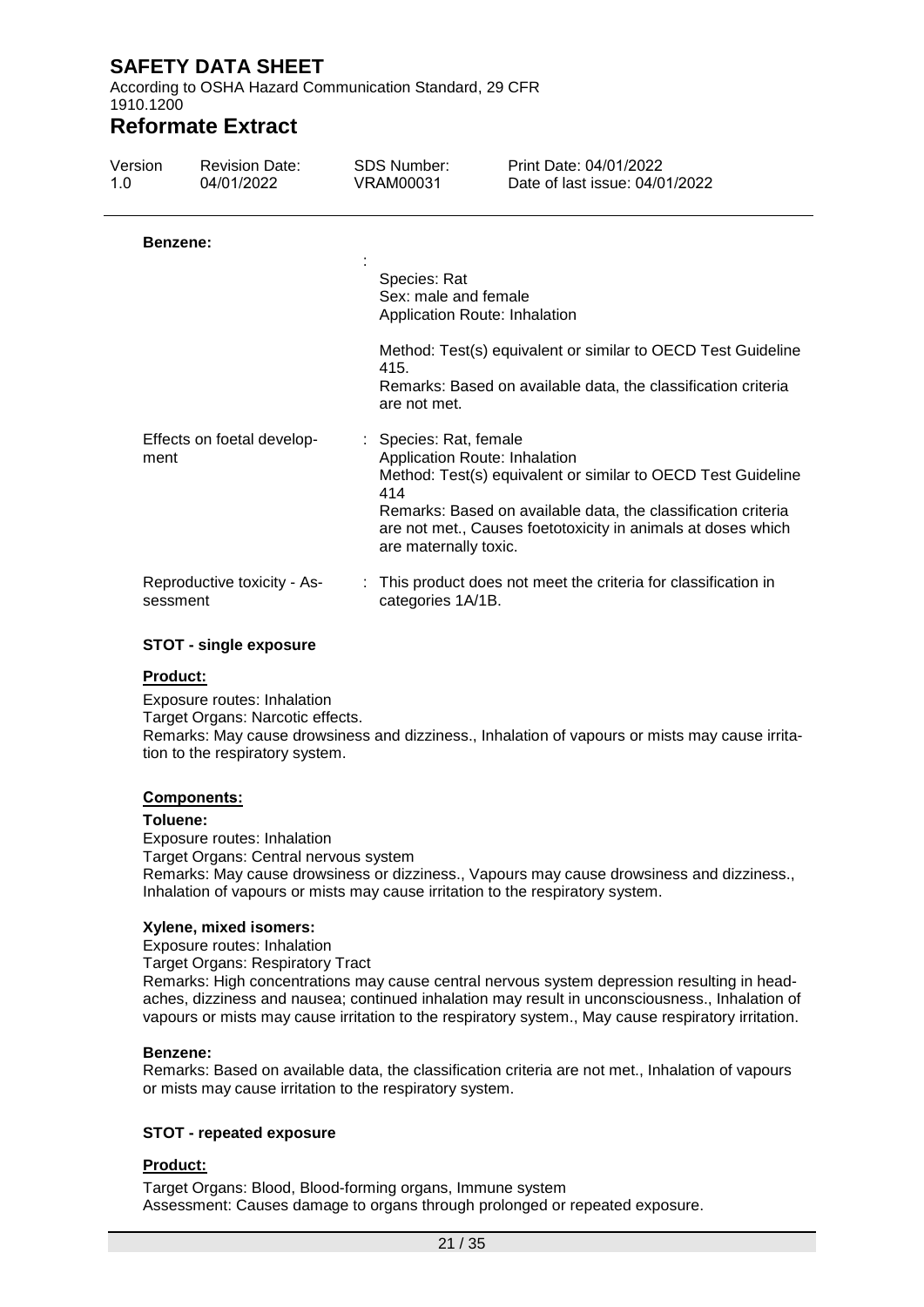**Benzene:**

| | |
|---|---|
| | : Species: Rat<br>Sex: male and female<br>Application Route: Inhalation<br><br>Method: Test(s) equivalent or similar to OECD Test Guideline 415.<br>Remarks: Based on available data, the classification criteria are not met. |
| Effects on foetal development | : Species: Rat, female<br>Application Route: Inhalation<br>Method: Test(s) equivalent or similar to OECD Test Guideline 414<br>Remarks: Based on available data, the classification criteria are not met., Causes foetotoxicity in animals at doses which are maternally toxic. |
| Reproductive toxicity - Assessment | : This product does not meet the criteria for classification in categories 1A/1B. |

**STOT - single exposure**

**Product:**

Exposure routes: Inhalation
Target Organs: Narcotic effects.
Remarks: May cause drowsiness and dizziness., Inhalation of vapours or mists may cause irritation to the respiratory system.

**Components:**

**Toluene:**
Exposure routes: Inhalation
Target Organs: Central nervous system
Remarks: May cause drowsiness or dizziness., Vapours may cause drowsiness and dizziness., Inhalation of vapours or mists may cause irritation to the respiratory system.

**Xylene, mixed isomers:**
Exposure routes: Inhalation
Target Organs: Respiratory Tract
Remarks: High concentrations may cause central nervous system depression resulting in headaches, dizziness and nausea; continued inhalation may result in unconsciousness., Inhalation of vapours or mists may cause irritation to the respiratory system., May cause respiratory irritation.

**Benzene:**
Remarks: Based on available data, the classification criteria are not met., Inhalation of vapours or mists may cause irritation to the respiratory system.

**STOT - repeated exposure**

**Product:**

Target Organs: Blood, Blood-forming organs, Immune system
Assessment: Causes damage to organs through prolonged or repeated exposure.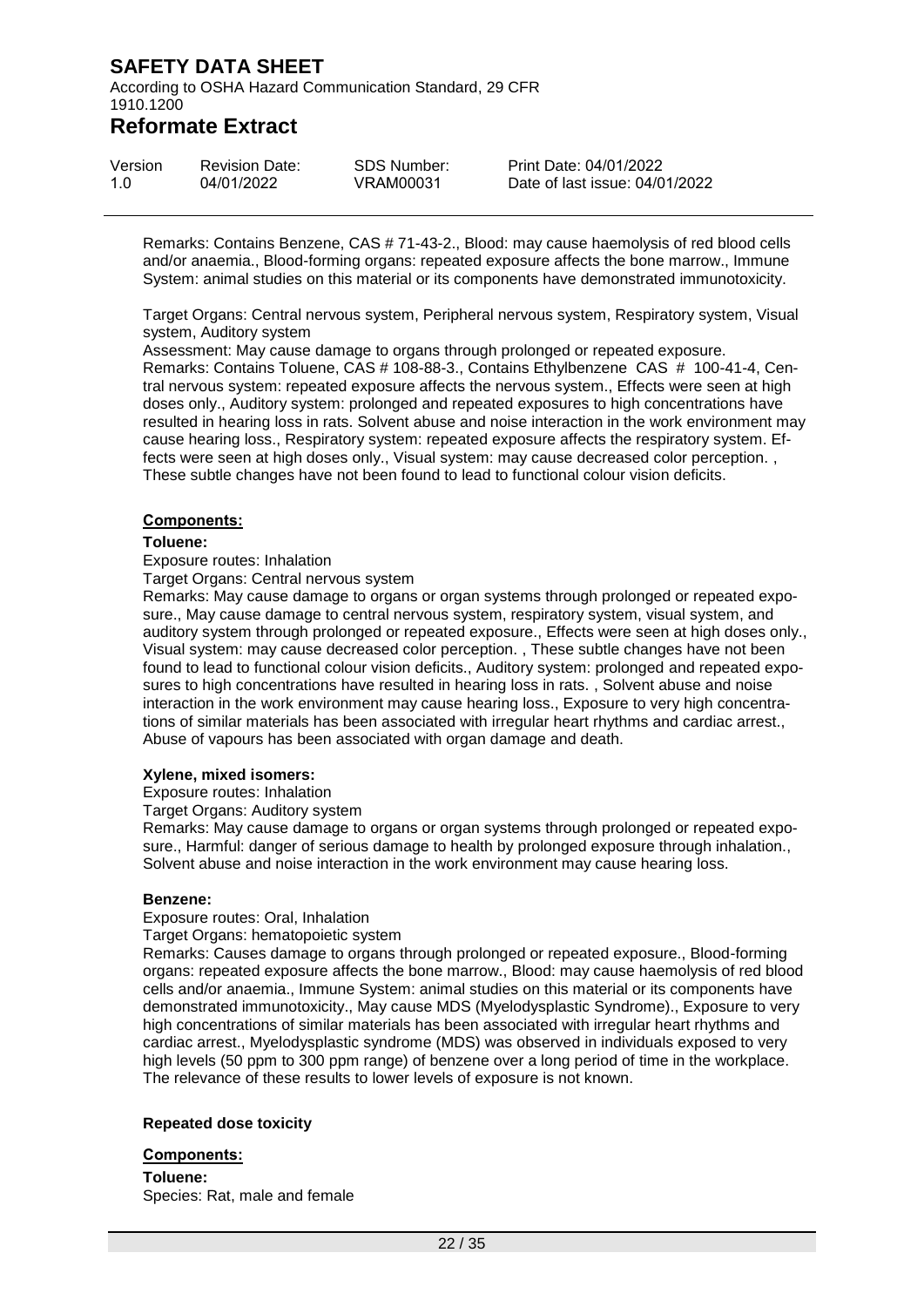Remarks: Contains Benzene, CAS # 71-43-2., Blood: may cause haemolysis of red blood cells and/or anaemia., Blood-forming organs: repeated exposure affects the bone marrow., Immune System: animal studies on this material or its components have demonstrated immunotoxicity.

Target Organs: Central nervous system, Peripheral nervous system, Respiratory system, Visual system, Auditory system
Assessment: May cause damage to organs through prolonged or repeated exposure.
Remarks: Contains Toluene, CAS # 108-88-3., Contains Ethylbenzene CAS # 100-41-4, Central nervous system: repeated exposure affects the nervous system., Effects were seen at high doses only., Auditory system: prolonged and repeated exposures to high concentrations have resulted in hearing loss in rats. Solvent abuse and noise interaction in the work environment may cause hearing loss., Respiratory system: repeated exposure affects the respiratory system. Effects were seen at high doses only., Visual system: may cause decreased color perception. , These subtle changes have not been found to lead to functional colour vision deficits.

**Components:**

**Toluene:**
Exposure routes: Inhalation
Target Organs: Central nervous system
Remarks: May cause damage to organs or organ systems through prolonged or repeated exposure., May cause damage to central nervous system, respiratory system, visual system, and auditory system through prolonged or repeated exposure., Effects were seen at high doses only., Visual system: may cause decreased color perception. , These subtle changes have not been found to lead to functional colour vision deficits., Auditory system: prolonged and repeated exposures to high concentrations have resulted in hearing loss in rats. , Solvent abuse and noise interaction in the work environment may cause hearing loss., Exposure to very high concentrations of similar materials has been associated with irregular heart rhythms and cardiac arrest., Abuse of vapours has been associated with organ damage and death.

**Xylene, mixed isomers:**
Exposure routes: Inhalation
Target Organs: Auditory system
Remarks: May cause damage to organs or organ systems through prolonged or repeated exposure., Harmful: danger of serious damage to health by prolonged exposure through inhalation., Solvent abuse and noise interaction in the work environment may cause hearing loss.

**Benzene:**
Exposure routes: Oral, Inhalation
Target Organs: hematopoietic system
Remarks: Causes damage to organs through prolonged or repeated exposure., Blood-forming organs: repeated exposure affects the bone marrow., Blood: may cause haemolysis of red blood cells and/or anaemia., Immune System: animal studies on this material or its components have demonstrated immunotoxicity., May cause MDS (Myelodysplastic Syndrome)., Exposure to very high concentrations of similar materials has been associated with irregular heart rhythms and cardiac arrest., Myelodysplastic syndrome (MDS) was observed in individuals exposed to very high levels (50 ppm to 300 ppm range) of benzene over a long period of time in the workplace. The relevance of these results to lower levels of exposure is not known.

**Repeated dose toxicity**

**Components:**

**Toluene:**
Species: Rat, male and female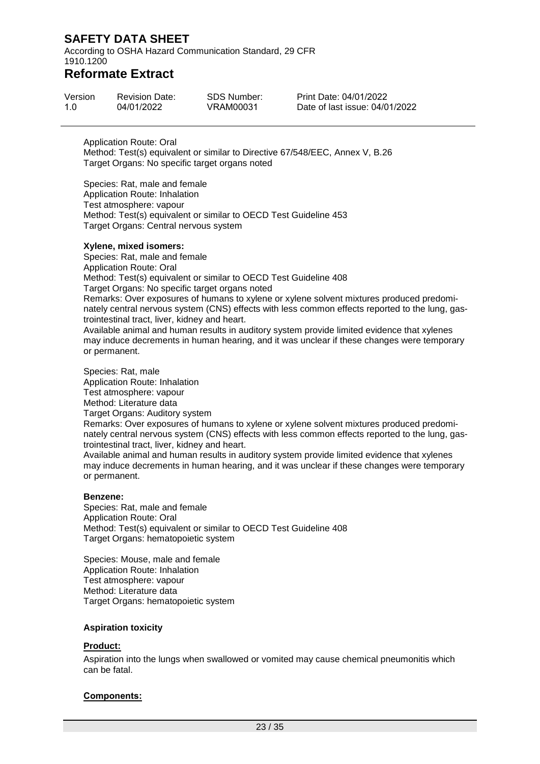Application Route: Oral
Method: Test(s) equivalent or similar to Directive 67/548/EEC, Annex V, B.26
Target Organs: No specific target organs noted

Species: Rat, male and female
Application Route: Inhalation
Test atmosphere: vapour
Method: Test(s) equivalent or similar to OECD Test Guideline 453
Target Organs: Central nervous system

**Xylene, mixed isomers:**
Species: Rat, male and female
Application Route: Oral
Method: Test(s) equivalent or similar to OECD Test Guideline 408
Target Organs: No specific target organs noted
Remarks: Over exposures of humans to xylene or xylene solvent mixtures produced predominately central nervous system (CNS) effects with less common effects reported to the lung, gastrointestinal tract, liver, kidney and heart.
Available animal and human results in auditory system provide limited evidence that xylenes may induce decrements in human hearing, and it was unclear if these changes were temporary or permanent.

Species: Rat, male
Application Route: Inhalation
Test atmosphere: vapour
Method: Literature data
Target Organs: Auditory system
Remarks: Over exposures of humans to xylene or xylene solvent mixtures produced predominately central nervous system (CNS) effects with less common effects reported to the lung, gastrointestinal tract, liver, kidney and heart.
Available animal and human results in auditory system provide limited evidence that xylenes may induce decrements in human hearing, and it was unclear if these changes were temporary or permanent.

**Benzene:**
Species: Rat, male and female
Application Route: Oral
Method: Test(s) equivalent or similar to OECD Test Guideline 408
Target Organs: hematopoietic system

Species: Mouse, male and female
Application Route: Inhalation
Test atmosphere: vapour
Method: Literature data
Target Organs: hematopoietic system

**Aspiration toxicity**

**Product:**

Aspiration into the lungs when swallowed or vomited may cause chemical pneumonitis which can be fatal.

**Components:**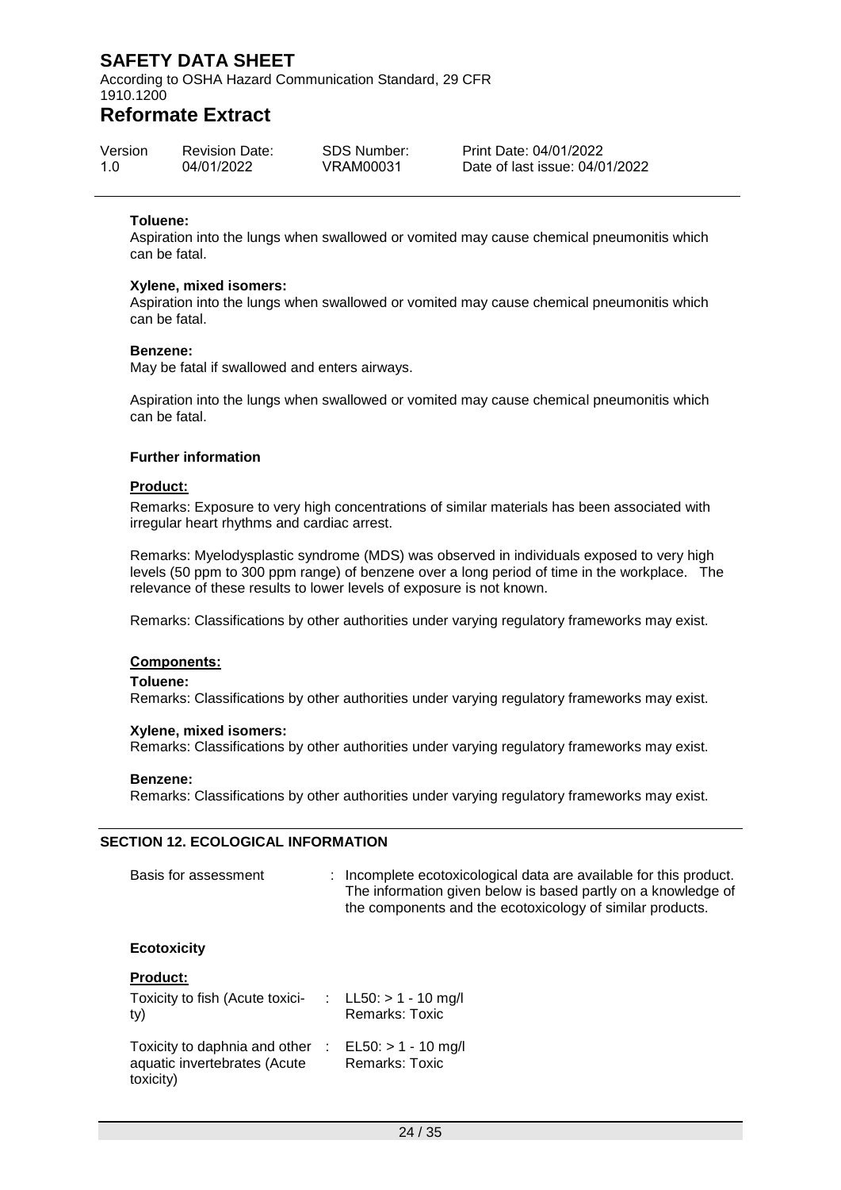**Toluene:**

Aspiration into the lungs when swallowed or vomited may cause chemical pneumonitis which can be fatal.

**Xylene, mixed isomers:**

Aspiration into the lungs when swallowed or vomited may cause chemical pneumonitis which can be fatal.

**Benzene:**

May be fatal if swallowed and enters airways.

Aspiration into the lungs when swallowed or vomited may cause chemical pneumonitis which can be fatal.

**Further information**

**Product:**

Remarks: Exposure to very high concentrations of similar materials has been associated with irregular heart rhythms and cardiac arrest.

Remarks: Myelodysplastic syndrome (MDS) was observed in individuals exposed to very high levels (50 ppm to 300 ppm range) of benzene over a long period of time in the workplace. The relevance of these results to lower levels of exposure is not known.

Remarks: Classifications by other authorities under varying regulatory frameworks may exist.

**Components:**

**Toluene:**

Remarks: Classifications by other authorities under varying regulatory frameworks may exist.

**Xylene, mixed isomers:**

Remarks: Classifications by other authorities under varying regulatory frameworks may exist.

**Benzene:**

Remarks: Classifications by other authorities under varying regulatory frameworks may exist.

## SECTION 12. ECOLOGICAL INFORMATION

Basis for assessment : Incomplete ecotoxicological data are available for this product. The information given below is based partly on a knowledge of the components and the ecotoxicology of similar products.

**Ecotoxicity**

**Product:**

Toxicity to fish (Acute toxicity) : LL50: > 1 - 10 mg/l
Remarks: Toxic

Toxicity to daphnia and other aquatic invertebrates (Acute toxicity) : EL50: > 1 - 10 mg/l
Remarks: Toxic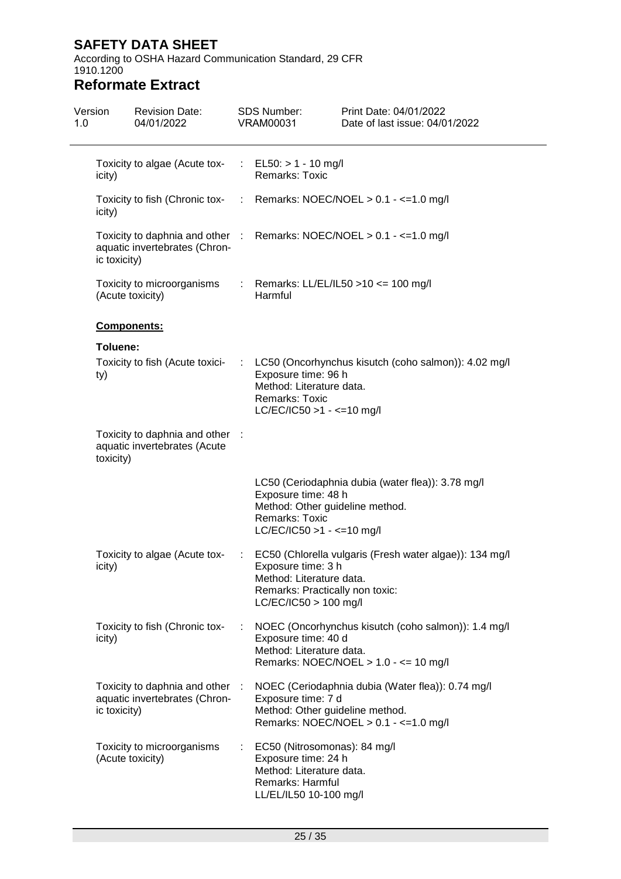| | | |
|---|---|---|
| Toxicity to algae (Acute toxicity) | : | EL50: > 1 - 10 mg/l<br>Remarks: Toxic |
| Toxicity to fish (Chronic toxicity) | : | Remarks: NOEC/NOEL > 0.1 - <=1.0 mg/l |
| Toxicity to daphnia and other aquatic invertebrates (Chronic toxicity) | : | Remarks: NOEC/NOEL > 0.1 - <=1.0 mg/l |
| Toxicity to microorganisms (Acute toxicity) | : | Remarks: LL/EL/IL50 >10 <= 100 mg/l<br>Harmful |

**Components:**

**Toluene:**

| | | |
|---|---|---|
| Toxicity to fish (Acute toxicity) | : | LC50 (Oncorhynchus kisutch (coho salmon)): 4.02 mg/l<br>Exposure time: 96 h<br>Method: Literature data.<br>Remarks: Toxic<br>LC/EC/IC50 >1 - <=10 mg/l |
| Toxicity to daphnia and other aquatic invertebrates (Acute toxicity) | : | LC50 (Ceriodaphnia dubia (water flea)): 3.78 mg/l<br>Exposure time: 48 h<br>Method: Other guideline method.<br>Remarks: Toxic<br>LC/EC/IC50 >1 - <=10 mg/l |
| Toxicity to algae (Acute toxicity) | : | EC50 (Chlorella vulgaris (Fresh water algae)): 134 mg/l<br>Exposure time: 3 h<br>Method: Literature data.<br>Remarks: Practically non toxic:<br>LC/EC/IC50 > 100 mg/l |
| Toxicity to fish (Chronic toxicity) | : | NOEC (Oncorhynchus kisutch (coho salmon)): 1.4 mg/l<br>Exposure time: 40 d<br>Method: Literature data.<br>Remarks: NOEC/NOEL > 1.0 - <= 10 mg/l |
| Toxicity to daphnia and other aquatic invertebrates (Chronic toxicity) | : | NOEC (Ceriodaphnia dubia (Water flea)): 0.74 mg/l<br>Exposure time: 7 d<br>Method: Other guideline method.<br>Remarks: NOEC/NOEL > 0.1 - <=1.0 mg/l |
| Toxicity to microorganisms (Acute toxicity) | : | EC50 (Nitrosomonas): 84 mg/l<br>Exposure time: 24 h<br>Method: Literature data.<br>Remarks: Harmful<br>LL/EL/IL50 10-100 mg/l |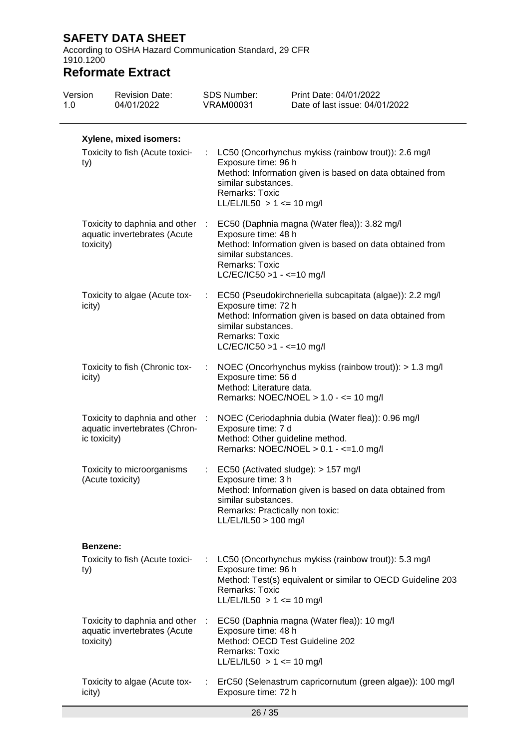**Xylene, mixed isomers:**

| | | |
|---|---|---|
| Toxicity to fish (Acute toxicity) | : | LC50 (Oncorhynchus mykiss (rainbow trout)): 2.6 mg/l<br>Exposure time: 96 h<br>Method: Information given is based on data obtained from similar substances.<br>Remarks: Toxic<br>LL/EL/IL50 > 1 <= 10 mg/l |
| Toxicity to daphnia and other aquatic invertebrates (Acute toxicity) | : | EC50 (Daphnia magna (Water flea)): 3.82 mg/l<br>Exposure time: 48 h<br>Method: Information given is based on data obtained from similar substances.<br>Remarks: Toxic<br>LC/EC/IC50 >1 - <=10 mg/l |
| Toxicity to algae (Acute toxicity) | : | EC50 (Pseudokirchneriella subcapitata (algae)): 2.2 mg/l<br>Exposure time: 72 h<br>Method: Information given is based on data obtained from similar substances.<br>Remarks: Toxic<br>LC/EC/IC50 >1 - <=10 mg/l |
| Toxicity to fish (Chronic toxicity) | : | NOEC (Oncorhynchus mykiss (rainbow trout)): > 1.3 mg/l<br>Exposure time: 56 d<br>Method: Literature data.<br>Remarks: NOEC/NOEL > 1.0 - <= 10 mg/l |
| Toxicity to daphnia and other aquatic invertebrates (Chronic toxicity) | : | NOEC (Ceriodaphnia dubia (Water flea)): 0.96 mg/l<br>Exposure time: 7 d<br>Method: Other guideline method.<br>Remarks: NOEC/NOEL > 0.1 - <=1.0 mg/l |
| Toxicity to microorganisms (Acute toxicity) | : | EC50 (Activated sludge): > 157 mg/l<br>Exposure time: 3 h<br>Method: Information given is based on data obtained from similar substances.<br>Remarks: Practically non toxic:<br>LL/EL/IL50 > 100 mg/l |

**Benzene:**

| | | |
|---|---|---|
| Toxicity to fish (Acute toxicity) | : | LC50 (Oncorhynchus mykiss (rainbow trout)): 5.3 mg/l<br>Exposure time: 96 h<br>Method: Test(s) equivalent or similar to OECD Guideline 203<br>Remarks: Toxic<br>LL/EL/IL50 > 1 <= 10 mg/l |
| Toxicity to daphnia and other aquatic invertebrates (Acute toxicity) | : | EC50 (Daphnia magna (Water flea)): 10 mg/l<br>Exposure time: 48 h<br>Method: OECD Test Guideline 202<br>Remarks: Toxic<br>LL/EL/IL50 > 1 <= 10 mg/l |
| Toxicity to algae (Acute toxicity) | : | ErC50 (Selenastrum capricornutum (green algae)): 100 mg/l<br>Exposure time: 72 h |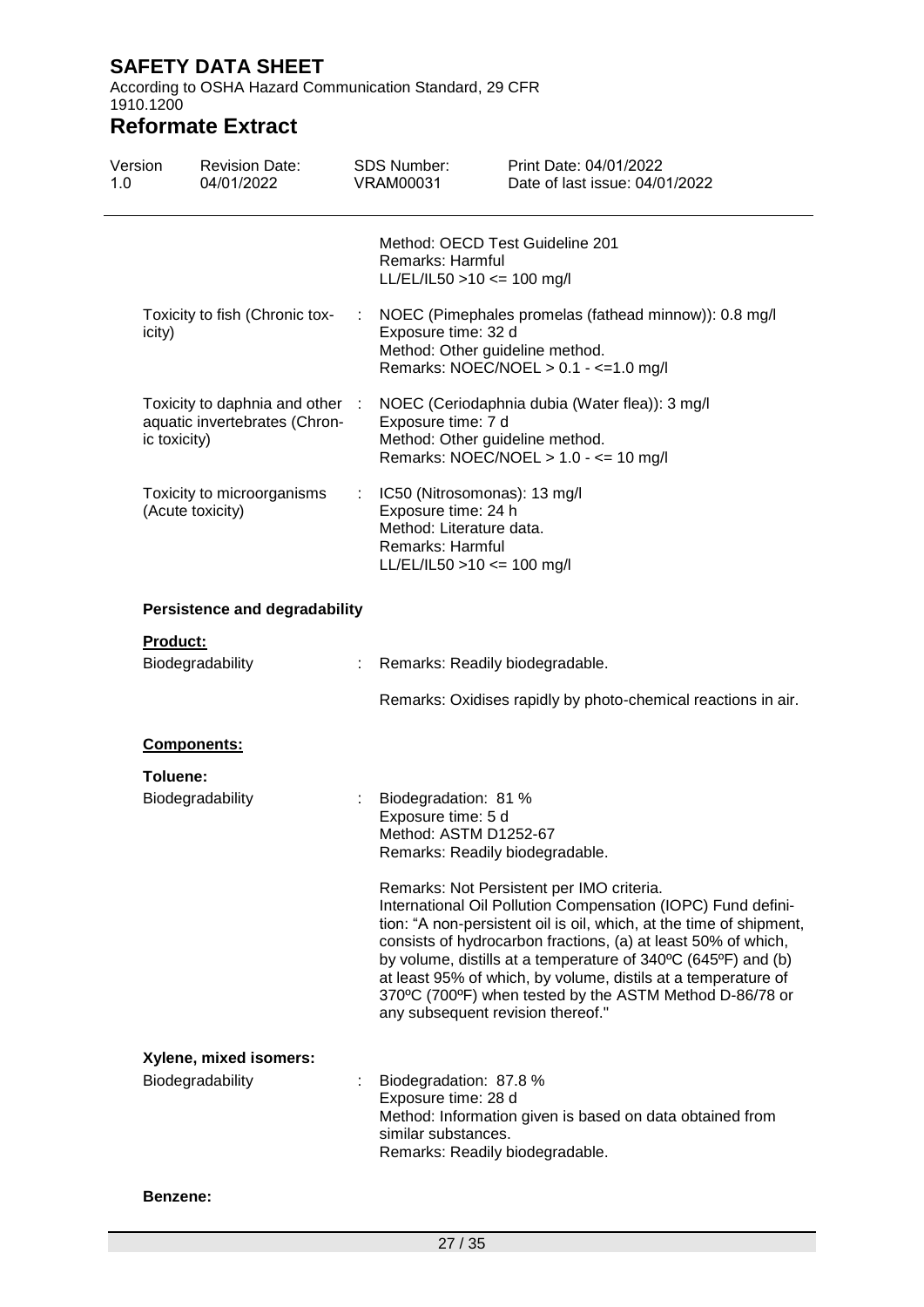Method: OECD Test Guideline 201
Remarks: Harmful
LL/EL/IL50 >10 <= 100 mg/l

Toxicity to fish (Chronic toxicity) : NOEC (Pimephales promelas (fathead minnow)): 0.8 mg/l
Exposure time: 32 d
Method: Other guideline method.
Remarks: NOEC/NOEL > 0.1 - <=1.0 mg/l

Toxicity to daphnia and other aquatic invertebrates (Chronic toxicity) : NOEC (Ceriodaphnia dubia (Water flea)): 3 mg/l
Exposure time: 7 d
Method: Other guideline method.
Remarks: NOEC/NOEL > 1.0 - <= 10 mg/l

Toxicity to microorganisms (Acute toxicity) : IC50 (Nitrosomonas): 13 mg/l
Exposure time: 24 h
Method: Literature data.
Remarks: Harmful
LL/EL/IL50 >10 <= 100 mg/l

**Persistence and degradability**

**Product:**

Biodegradability : Remarks: Readily biodegradable.

Remarks: Oxidises rapidly by photo-chemical reactions in air.

**Components:**

**Toluene:**

Biodegradability : Biodegradation: 81 %
Exposure time: 5 d
Method: ASTM D1252-67
Remarks: Readily biodegradable.

Remarks: Not Persistent per IMO criteria.
International Oil Pollution Compensation (IOPC) Fund definition: "A non-persistent oil is oil, which, at the time of shipment, consists of hydrocarbon fractions, (a) at least 50% of which, by volume, distills at a temperature of 340ºC (645ºF) and (b) at least 95% of which, by volume, distils at a temperature of 370ºC (700ºF) when tested by the ASTM Method D-86/78 or any subsequent revision thereof."

**Xylene, mixed isomers:**

Biodegradability : Biodegradation: 87.8 %
Exposure time: 28 d
Method: Information given is based on data obtained from similar substances.
Remarks: Readily biodegradable.

**Benzene:**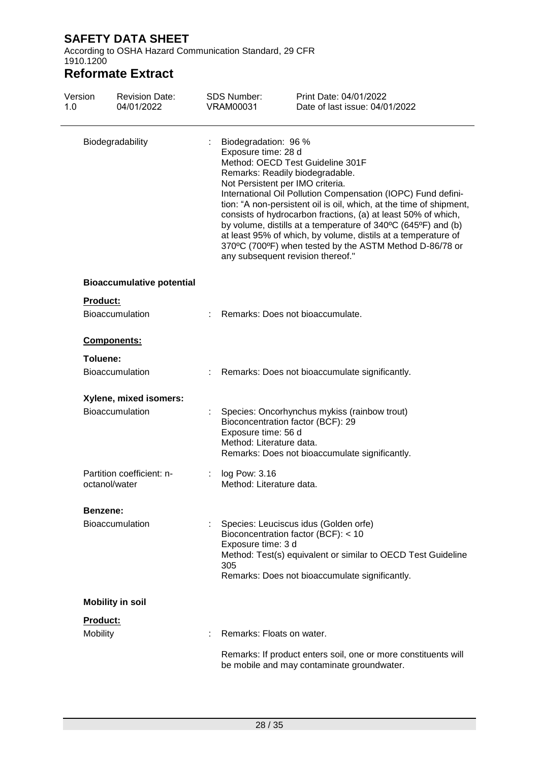| | | |
|---|---|---|
| Biodegradability | : | Biodegradation: 96 %<br>Exposure time: 28 d<br>Method: OECD Test Guideline 301F<br>Remarks: Readily biodegradable.<br>Not Persistent per IMO criteria.<br>International Oil Pollution Compensation (IOPC) Fund definition: “A non-persistent oil is oil, which, at the time of shipment, consists of hydrocarbon fractions, (a) at least 50% of which, by volume, distills at a temperature of 340ºC (645ºF) and (b) at least 95% of which, by volume, distils at a temperature of 370ºC (700ºF) when tested by the ASTM Method D-86/78 or any subsequent revision thereof." |

### Bioaccumulative potential

**Product:**

| | | |
|---|---|---|
| Bioaccumulation | : | Remarks: Does not bioaccumulate. |

**Components:**

**Toluene:**

| | | |
|---|---|---|
| Bioaccumulation | : | Remarks: Does not bioaccumulate significantly. |

**Xylene, mixed isomers:**

| | | |
|---|---|---|
| Bioaccumulation | : | Species: Oncorhynchus mykiss (rainbow trout)<br>Bioconcentration factor (BCF): 29<br>Exposure time: 56 d<br>Method: Literature data.<br>Remarks: Does not bioaccumulate significantly. |
| Partition coefficient: n-octanol/water | : | log Pow: 3.16<br>Method: Literature data. |

**Benzene:**

| | | |
|---|---|---|
| Bioaccumulation | : | Species: Leuciscus idus (Golden orfe)<br>Bioconcentration factor (BCF): < 10<br>Exposure time: 3 d<br>Method: Test(s) equivalent or similar to OECD Test Guideline 305<br>Remarks: Does not bioaccumulate significantly. |

### Mobility in soil

**Product:**

| | | |
|---|---|---|
| Mobility | : | Remarks: Floats on water.<br><br>Remarks: If product enters soil, one or more constituents will be mobile and may contaminate groundwater. |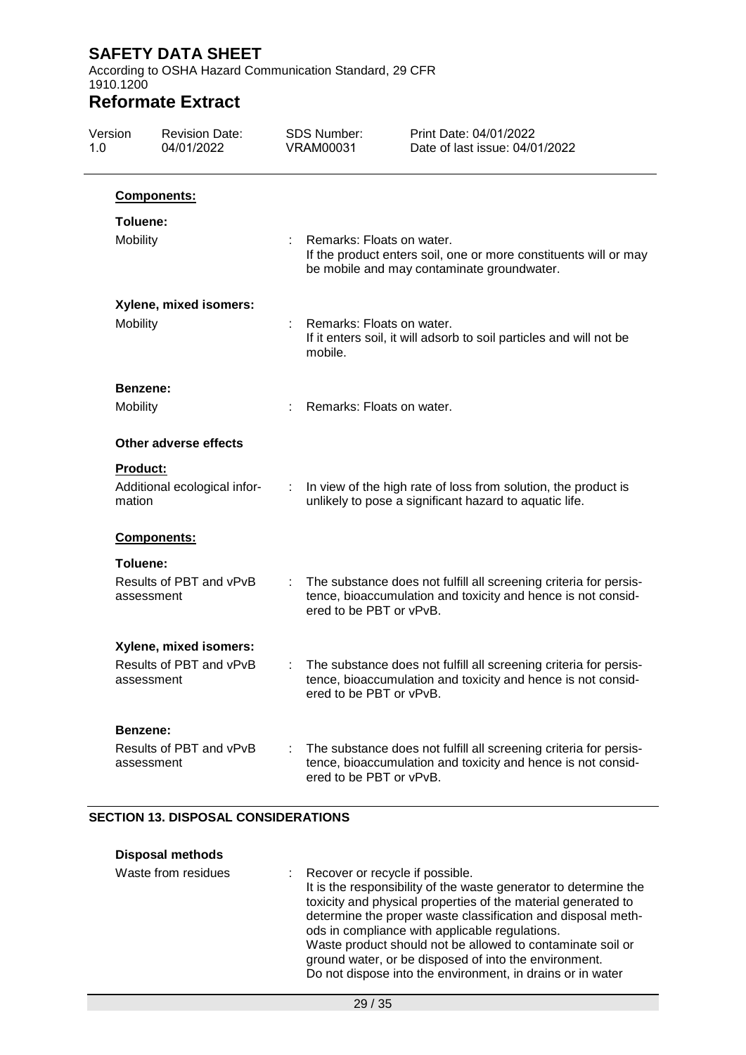**Components:**

**Toluene:**

Mobility : Remarks: Floats on water.
If the product enters soil, one or more constituents will or may be mobile and may contaminate groundwater.

**Xylene, mixed isomers:**

Mobility : Remarks: Floats on water.
If it enters soil, it will adsorb to soil particles and will not be mobile.

**Benzene:**

Mobility : Remarks: Floats on water.

**Other adverse effects**

**Product:**

Additional ecological information : In view of the high rate of loss from solution, the product is unlikely to pose a significant hazard to aquatic life.

**Components:**

**Toluene:**

Results of PBT and vPvB assessment : The substance does not fulfill all screening criteria for persistence, bioaccumulation and toxicity and hence is not considered to be PBT or vPvB.

**Xylene, mixed isomers:**

Results of PBT and vPvB assessment : The substance does not fulfill all screening criteria for persistence, bioaccumulation and toxicity and hence is not considered to be PBT or vPvB.

**Benzene:**

Results of PBT and vPvB assessment : The substance does not fulfill all screening criteria for persistence, bioaccumulation and toxicity and hence is not considered to be PBT or vPvB.

## SECTION 13. DISPOSAL CONSIDERATIONS

**Disposal methods**

Waste from residues : Recover or recycle if possible.
It is the responsibility of the waste generator to determine the toxicity and physical properties of the material generated to determine the proper waste classification and disposal methods in compliance with applicable regulations.
Waste product should not be allowed to contaminate soil or ground water, or be disposed of into the environment.
Do not dispose into the environment, in drains or in water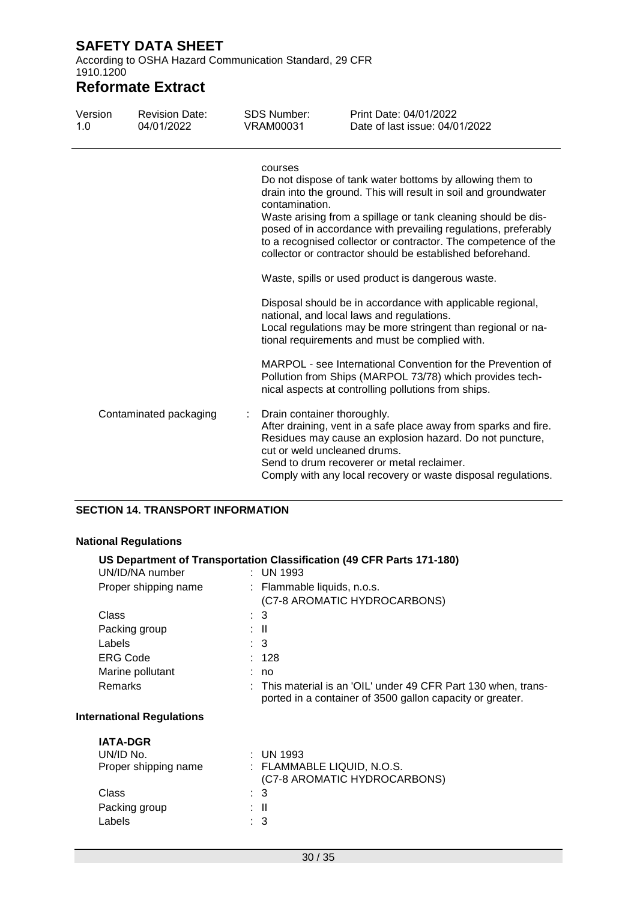courses
Do not dispose of tank water bottoms by allowing them to drain into the ground. This will result in soil and groundwater contamination.
Waste arising from a spillage or tank cleaning should be disposed of in accordance with prevailing regulations, preferably to a recognised collector or contractor. The competence of the collector or contractor should be established beforehand.

Waste, spills or used product is dangerous waste.

Disposal should be in accordance with applicable regional, national, and local laws and regulations.
Local regulations may be more stringent than regional or national requirements and must be complied with.

MARPOL - see International Convention for the Prevention of Pollution from Ships (MARPOL 73/78) which provides technical aspects at controlling pollutions from ships.

Contaminated packaging : Drain container thoroughly.
After draining, vent in a safe place away from sparks and fire.
Residues may cause an explosion hazard. Do not puncture, cut or weld uncleaned drums.
Send to drum recoverer or metal reclaimer.
Comply with any local recovery or waste disposal regulations.

## SECTION 14. TRANSPORT INFORMATION

### National Regulations

**US Department of Transportation Classification (49 CFR Parts 171-180)**

| | |
|---|---|
| UN/ID/NA number | : UN 1993 |
| Proper shipping name | : Flammable liquids, n.o.s. (C7-8 AROMATIC HYDROCARBONS) |
| Class | : 3 |
| Packing group | : II |
| Labels | : 3 |
| ERG Code | : 128 |
| Marine pollutant | : no |
| Remarks | : This material is an 'OIL' under 49 CFR Part 130 when, transported in a container of 3500 gallon capacity or greater. |

### International Regulations

**IATA-DGR**

| | |
|---|---|
| UN/ID No. | : UN 1993 |
| Proper shipping name | : FLAMMABLE LIQUID, N.O.S. (C7-8 AROMATIC HYDROCARBONS) |
| Class | : 3 |
| Packing group | : II |
| Labels | : 3 |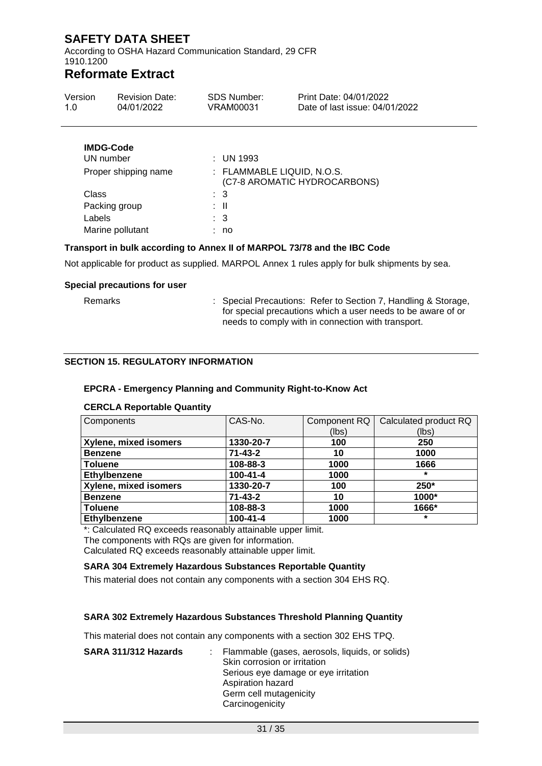**IMDG-Code**

| | |
|---|---|
| UN number | : UN 1993 |
| Proper shipping name | : FLAMMABLE LIQUID, N.O.S. (C7-8 AROMATIC HYDROCARBONS) |
| Class | : 3 |
| Packing group | : II |
| Labels | : 3 |
| Marine pollutant | : no |

**Transport in bulk according to Annex II of MARPOL 73/78 and the IBC Code**

Not applicable for product as supplied. MARPOL Annex 1 rules apply for bulk shipments by sea.

**Special precautions for user**

Remarks : Special Precautions: Refer to Section 7, Handling & Storage, for special precautions which a user needs to be aware of or needs to comply with in connection with transport.

## SECTION 15. REGULATORY INFORMATION

**EPCRA - Emergency Planning and Community Right-to-Know Act**

**CERCLA Reportable Quantity**

| Components | CAS-No. | Component RQ (lbs) | Calculated product RQ (lbs) |
|---|---|---|---|
| **Xylene, mixed isomers** | **1330-20-7** | **100** | **250** |
| **Benzene** | **71-43-2** | **10** | **1000** |
| **Toluene** | **108-88-3** | **1000** | **1666** |
| **Ethylbenzene** | **100-41-4** | **1000** | ***** |
| **Xylene, mixed isomers** | **1330-20-7** | **100** | **250*** |
| **Benzene** | **71-43-2** | **10** | **1000*** |
| **Toluene** | **108-88-3** | **1000** | **1666*** |
| **Ethylbenzene** | **100-41-4** | **1000** | ***** |

*: Calculated RQ exceeds reasonably attainable upper limit.

The components with RQs are given for information.

Calculated RQ exceeds reasonably attainable upper limit.

**SARA 304 Extremely Hazardous Substances Reportable Quantity**

This material does not contain any components with a section 304 EHS RQ.

**SARA 302 Extremely Hazardous Substances Threshold Planning Quantity**

This material does not contain any components with a section 302 EHS TPQ.

**SARA 311/312 Hazards** : Flammable (gases, aerosols, liquids, or solids)
Skin corrosion or irritation
Serious eye damage or eye irritation
Aspiration hazard
Germ cell mutagenicity
Carcinogenicity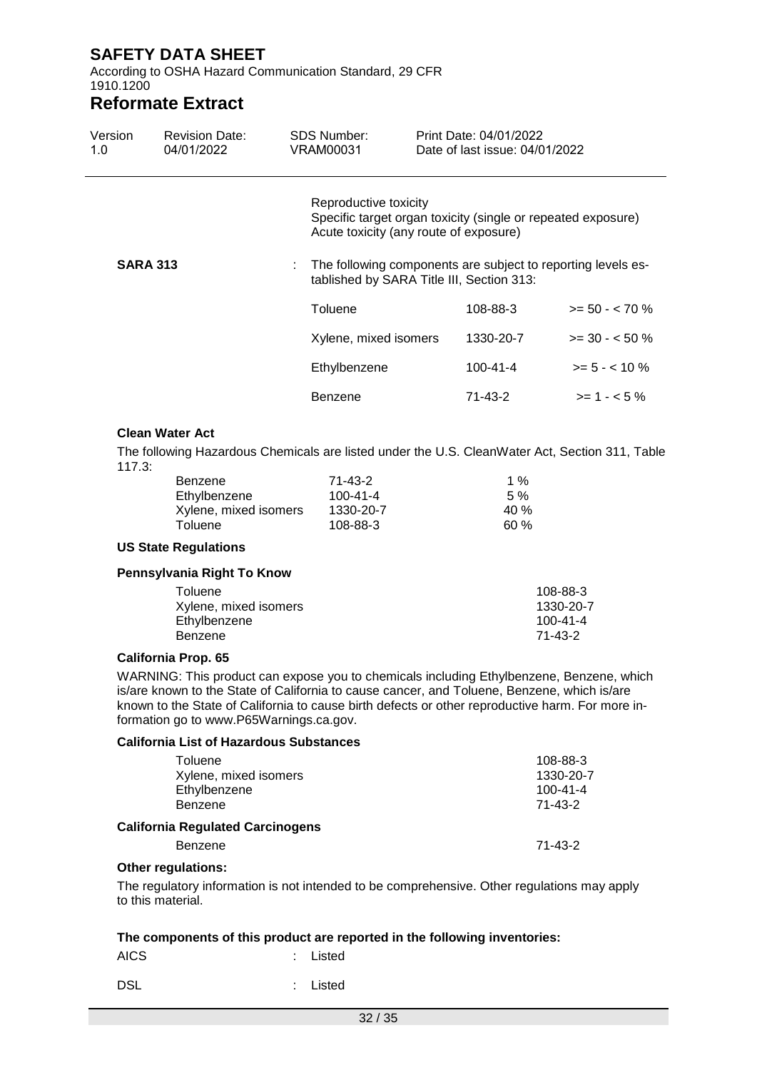Reproductive toxicity
Specific target organ toxicity (single or repeated exposure)
Acute toxicity (any route of exposure)

**SARA 313** : The following components are subject to reporting levels established by SARA Title III, Section 313:

| | | |
|---|---|---|
| Toluene | 108-88-3 | >= 50 - < 70 % |
| Xylene, mixed isomers | 1330-20-7 | >= 30 - < 50 % |
| Ethylbenzene | 100-41-4 | >= 5 - < 10 % |
| Benzene | 71-43-2 | >= 1 - < 5 % |

**Clean Water Act**

The following Hazardous Chemicals are listed under the U.S. CleanWater Act, Section 311, Table 117.3:

| | | |
|---|---|---|
| Benzene | 71-43-2 | 1 % |
| Ethylbenzene | 100-41-4 | 5 % |
| Xylene, mixed isomers | 1330-20-7 | 40 % |
| Toluene | 108-88-3 | 60 % |

**US State Regulations**

**Pennsylvania Right To Know**

| | |
|---|---|
| Toluene | 108-88-3 |
| Xylene, mixed isomers | 1330-20-7 |
| Ethylbenzene | 100-41-4 |
| Benzene | 71-43-2 |

**California Prop. 65**

WARNING: This product can expose you to chemicals including Ethylbenzene, Benzene, which is/are known to the State of California to cause cancer, and Toluene, Benzene, which is/are known to the State of California to cause birth defects or other reproductive harm. For more information go to www.P65Warnings.ca.gov.

**California List of Hazardous Substances**

| | |
|---|---|
| Toluene | 108-88-3 |
| Xylene, mixed isomers | 1330-20-7 |
| Ethylbenzene | 100-41-4 |
| Benzene | 71-43-2 |

**California Regulated Carcinogens**

| | |
|---|---|
| Benzene | 71-43-2 |

**Other regulations:**

The regulatory information is not intended to be comprehensive. Other regulations may apply to this material.

**The components of this product are reported in the following inventories:**

AICS : Listed

DSL : Listed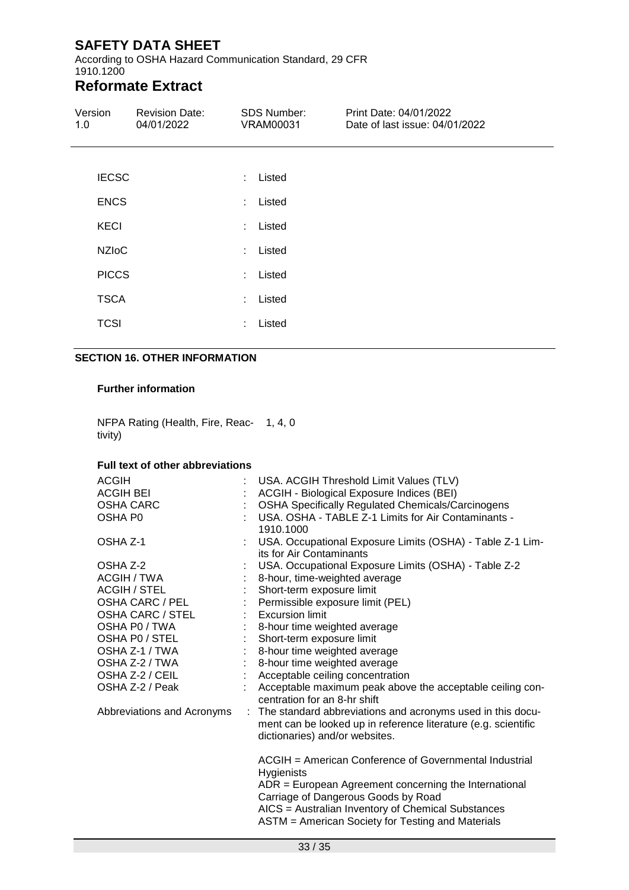| | | |
|---|---|---|
| IECSC | : | Listed |
| ENCS | : | Listed |
| KECI | : | Listed |
| NZIoC | : | Listed |
| PICCS | : | Listed |
| TSCA | : | Listed |
| TCSI | : | Listed |

## SECTION 16. OTHER INFORMATION

### Further information

NFPA Rating (Health, Fire, Reactivity) 1, 4, 0

### Full text of other abbreviations

| | | |
|---|---|---|
| ACGIH | : | USA. ACGIH Threshold Limit Values (TLV) |
| ACGIH BEI | : | ACGIH - Biological Exposure Indices (BEI) |
| OSHA CARC | : | OSHA Specifically Regulated Chemicals/Carcinogens |
| OSHA P0 | : | USA. OSHA - TABLE Z-1 Limits for Air Contaminants - 1910.1000 |
| OSHA Z-1 | : | USA. Occupational Exposure Limits (OSHA) - Table Z-1 Limits for Air Contaminants |
| OSHA Z-2 | : | USA. Occupational Exposure Limits (OSHA) - Table Z-2 |
| ACGIH / TWA | : | 8-hour, time-weighted average |
| ACGIH / STEL | : | Short-term exposure limit |
| OSHA CARC / PEL | : | Permissible exposure limit (PEL) |
| OSHA CARC / STEL | : | Excursion limit |
| OSHA P0 / TWA | : | 8-hour time weighted average |
| OSHA P0 / STEL | : | Short-term exposure limit |
| OSHA Z-1 / TWA | : | 8-hour time weighted average |
| OSHA Z-2 / TWA | : | 8-hour time weighted average |
| OSHA Z-2 / CEIL | : | Acceptable ceiling concentration |
| OSHA Z-2 / Peak | : | Acceptable maximum peak above the acceptable ceiling concentration for an 8-hr shift |
| Abbreviations and Acronyms | : | The standard abbreviations and acronyms used in this document can be looked up in reference literature (e.g. scientific dictionaries) and/or websites. |

ACGIH = American Conference of Governmental Industrial Hygienists
ADR = European Agreement concerning the International Carriage of Dangerous Goods by Road
AICS = Australian Inventory of Chemical Substances
ASTM = American Society for Testing and Materials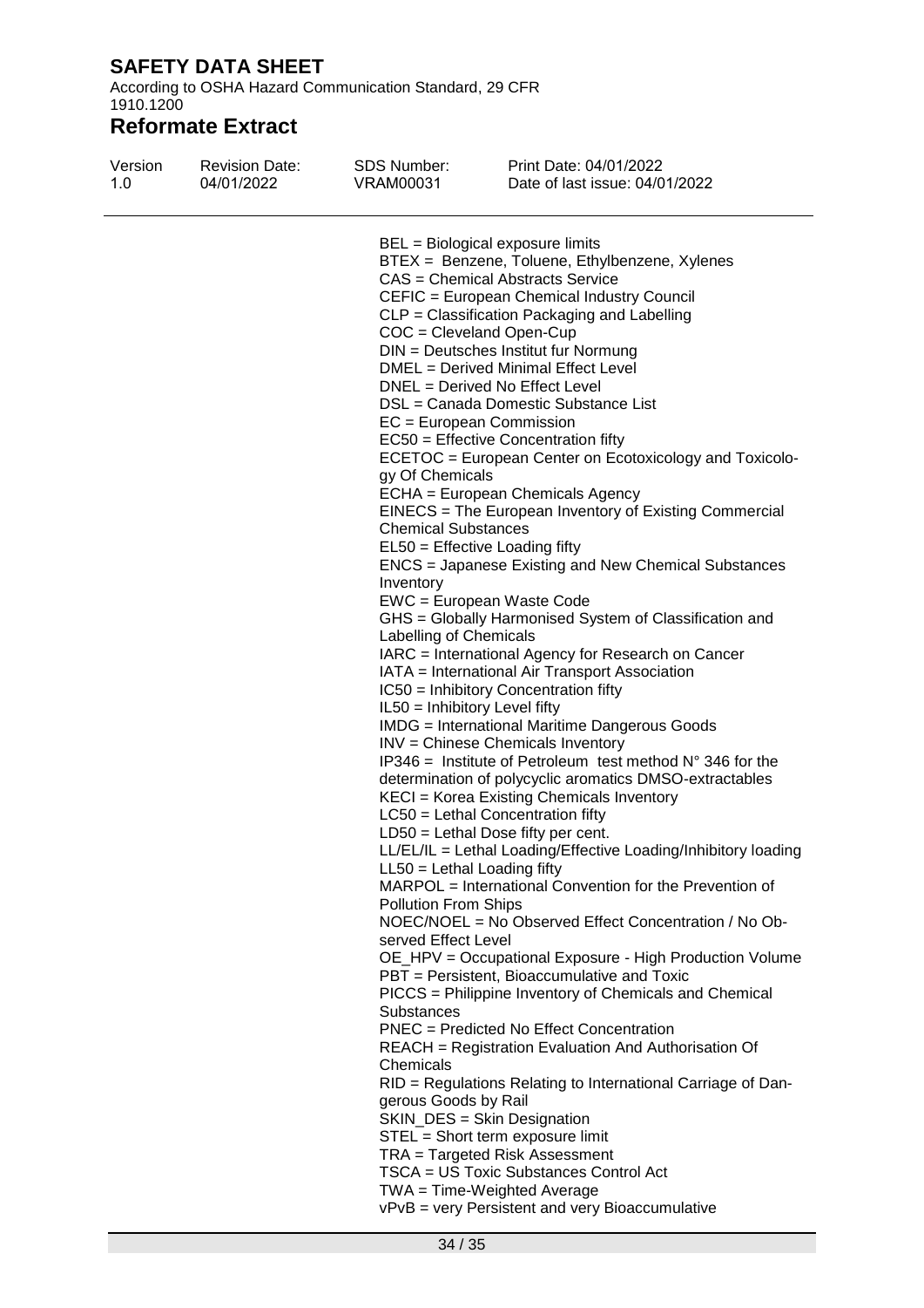BEL = Biological exposure limits
BTEX = Benzene, Toluene, Ethylbenzene, Xylenes
CAS = Chemical Abstracts Service
CEFIC = European Chemical Industry Council
CLP = Classification Packaging and Labelling
COC = Cleveland Open-Cup
DIN = Deutsches Institut fur Normung
DMEL = Derived Minimal Effect Level
DNEL = Derived No Effect Level
DSL = Canada Domestic Substance List
EC = European Commission
EC50 = Effective Concentration fifty
ECETOC = European Center on Ecotoxicology and Toxicology Of Chemicals
ECHA = European Chemicals Agency
EINECS = The European Inventory of Existing Commercial Chemical Substances
EL50 = Effective Loading fifty
ENCS = Japanese Existing and New Chemical Substances Inventory
EWC = European Waste Code
GHS = Globally Harmonised System of Classification and Labelling of Chemicals
IARC = International Agency for Research on Cancer
IATA = International Air Transport Association
IC50 = Inhibitory Concentration fifty
IL50 = Inhibitory Level fifty
IMDG = International Maritime Dangerous Goods
INV = Chinese Chemicals Inventory
IP346 = Institute of Petroleum test method N° 346 for the determination of polycyclic aromatics DMSO-extractables
KECI = Korea Existing Chemicals Inventory
LC50 = Lethal Concentration fifty
LD50 = Lethal Dose fifty per cent.
LL/EL/IL = Lethal Loading/Effective Loading/Inhibitory loading
LL50 = Lethal Loading fifty
MARPOL = International Convention for the Prevention of Pollution From Ships
NOEC/NOEL = No Observed Effect Concentration / No Observed Effect Level
OE_HPV = Occupational Exposure - High Production Volume
PBT = Persistent, Bioaccumulative and Toxic
PICCS = Philippine Inventory of Chemicals and Chemical Substances
PNEC = Predicted No Effect Concentration
REACH = Registration Evaluation And Authorisation Of Chemicals
RID = Regulations Relating to International Carriage of Dangerous Goods by Rail
SKIN_DES = Skin Designation
STEL = Short term exposure limit
TRA = Targeted Risk Assessment
TSCA = US Toxic Substances Control Act
TWA = Time-Weighted Average
vPvB = very Persistent and very Bioaccumulative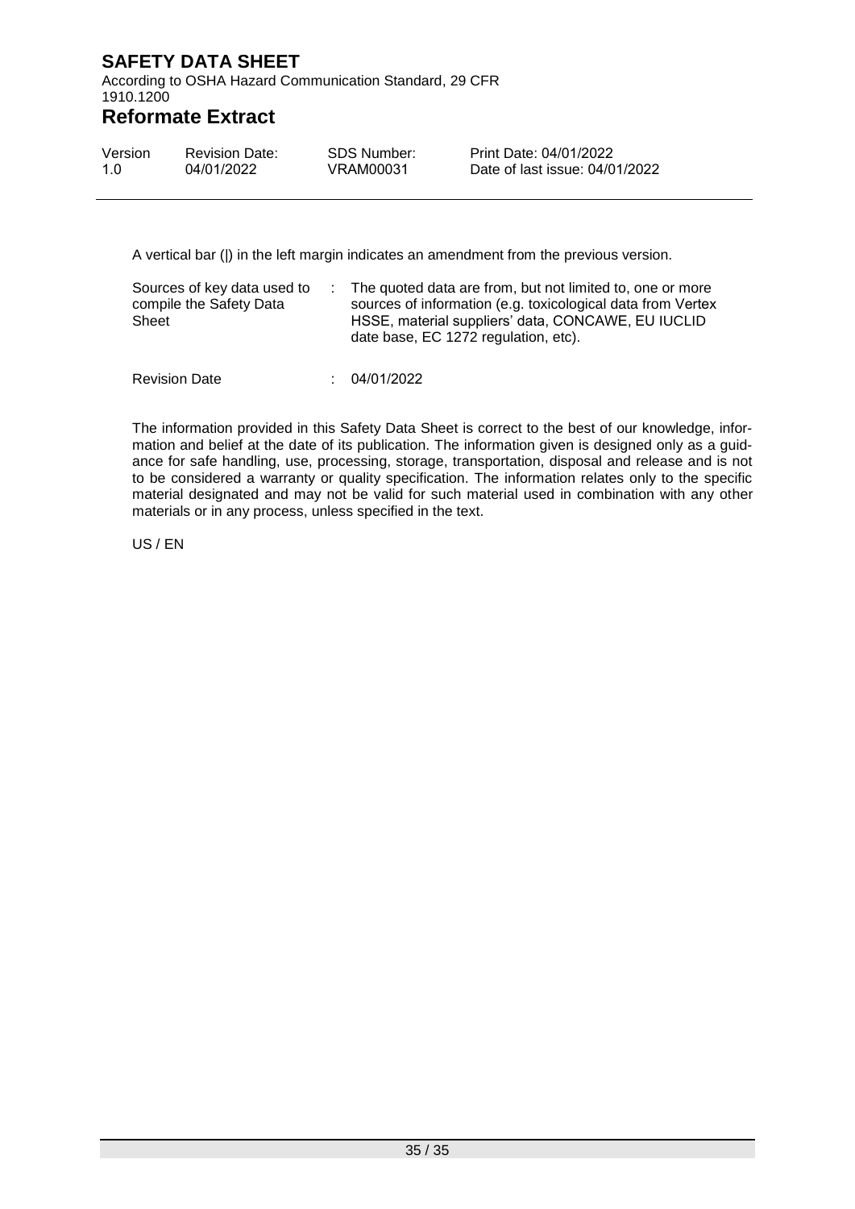A vertical bar (|) in the left margin indicates an amendment from the previous version.

Sources of key data used to compile the Safety Data Sheet : The quoted data are from, but not limited to, one or more sources of information (e.g. toxicological data from Vertex HSSE, material suppliers' data, CONCAWE, EU IUCLID date base, EC 1272 regulation, etc).

Revision Date : 04/01/2022

The information provided in this Safety Data Sheet is correct to the best of our knowledge, information and belief at the date of its publication. The information given is designed only as a guidance for safe handling, use, processing, storage, transportation, disposal and release and is not to be considered a warranty or quality specification. The information relates only to the specific material designated and may not be valid for such material used in combination with any other materials or in any process, unless specified in the text.

US / EN